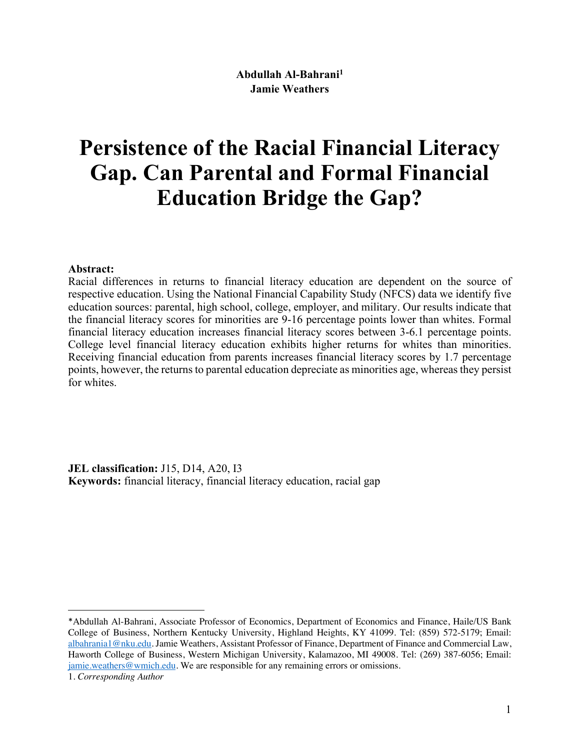**Abdullah Al-Bahrani[1]**
**Jamie Weathers**

# Persistence of the Racial Financial Literacy Gap. Can Parental and Formal Financial Education Bridge the Gap?

**Abstract:**
Racial differences in returns to financial literacy education are dependent on the source of respective education. Using the National Financial Capability Study (NFCS) data we identify five education sources: parental, high school, college, employer, and military. Our results indicate that the financial literacy scores for minorities are 9-16 percentage points lower than whites. Formal financial literacy education increases financial literacy scores between 3-6.1 percentage points. College level financial literacy education exhibits higher returns for whites than minorities. Receiving financial education from parents increases financial literacy scores by 1.7 percentage points, however, the returns to parental education depreciate as minorities age, whereas they persist for whites.

**JEL classification:** J15, D14, A20, I3
**Keywords:** financial literacy, financial literacy education, racial gap

---

*Abdullah Al-Bahrani, Associate Professor of Economics, Department of Economics and Finance, Haile/US Bank College of Business, Northern Kentucky University, Highland Heights, KY 41099. Tel: (859) 572-5179; Email: albahrania1@nku.edu. Jamie Weathers, Assistant Professor of Finance, Department of Finance and Commercial Law, Haworth College of Business, Western Michigan University, Kalamazoo, MI 49008. Tel: (269) 387-6056; Email: jamie.weathers@wmich.edu. We are responsible for any remaining errors or omissions.

1. *Corresponding Author*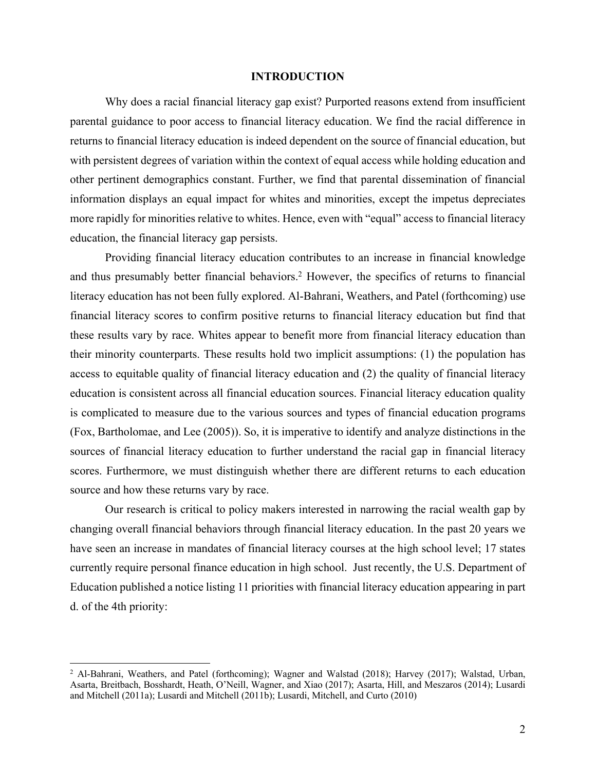## INTRODUCTION

Why does a racial financial literacy gap exist? Purported reasons extend from insufficient parental guidance to poor access to financial literacy education. We find the racial difference in returns to financial literacy education is indeed dependent on the source of financial education, but with persistent degrees of variation within the context of equal access while holding education and other pertinent demographics constant. Further, we find that parental dissemination of financial information displays an equal impact for whites and minorities, except the impetus depreciates more rapidly for minorities relative to whites. Hence, even with "equal" access to financial literacy education, the financial literacy gap persists.

Providing financial literacy education contributes to an increase in financial knowledge and thus presumably better financial behaviors.[2] However, the specifics of returns to financial literacy education has not been fully explored. Al-Bahrani, Weathers, and Patel (forthcoming) use financial literacy scores to confirm positive returns to financial literacy education but find that these results vary by race. Whites appear to benefit more from financial literacy education than their minority counterparts. These results hold two implicit assumptions: (1) the population has access to equitable quality of financial literacy education and (2) the quality of financial literacy education is consistent across all financial education sources. Financial literacy education quality is complicated to measure due to the various sources and types of financial education programs (Fox, Bartholomae, and Lee (2005)). So, it is imperative to identify and analyze distinctions in the sources of financial literacy education to further understand the racial gap in financial literacy scores. Furthermore, we must distinguish whether there are different returns to each education source and how these returns vary by race.

Our research is critical to policy makers interested in narrowing the racial wealth gap by changing overall financial behaviors through financial literacy education. In the past 20 years we have seen an increase in mandates of financial literacy courses at the high school level; 17 states currently require personal finance education in high school. Just recently, the U.S. Department of Education published a notice listing 11 priorities with financial literacy education appearing in part d. of the 4th priority:

[2] Al-Bahrani, Weathers, and Patel (forthcoming); Wagner and Walstad (2018); Harvey (2017); Walstad, Urban, Asarta, Breitbach, Bosshardt, Heath, O'Neill, Wagner, and Xiao (2017); Asarta, Hill, and Meszaros (2014); Lusardi and Mitchell (2011a); Lusardi and Mitchell (2011b); Lusardi, Mitchell, and Curto (2010)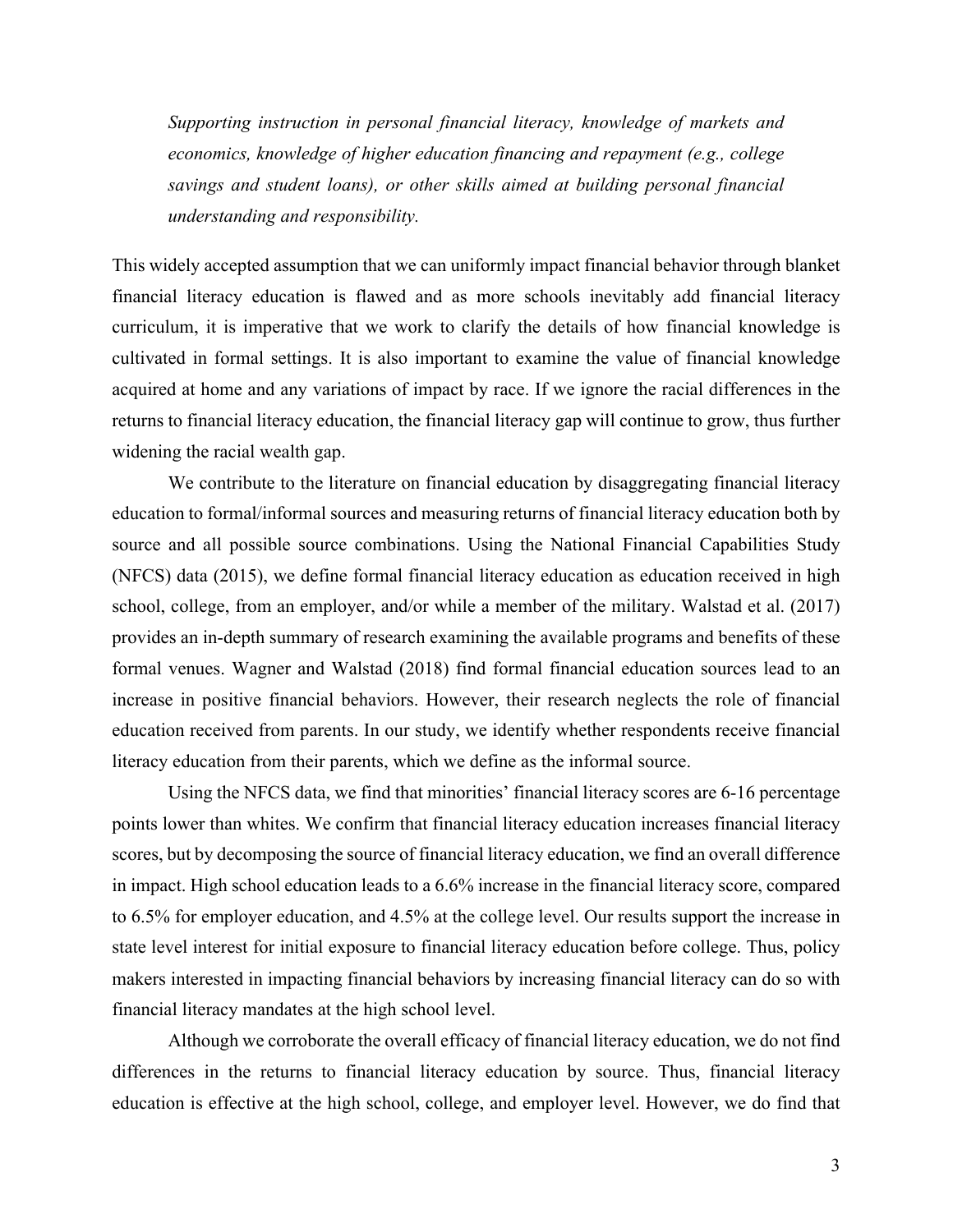> *Supporting instruction in personal financial literacy, knowledge of markets and economics, knowledge of higher education financing and repayment (e.g., college savings and student loans), or other skills aimed at building personal financial understanding and responsibility.*

This widely accepted assumption that we can uniformly impact financial behavior through blanket financial literacy education is flawed and as more schools inevitably add financial literacy curriculum, it is imperative that we work to clarify the details of how financial knowledge is cultivated in formal settings. It is also important to examine the value of financial knowledge acquired at home and any variations of impact by race. If we ignore the racial differences in the returns to financial literacy education, the financial literacy gap will continue to grow, thus further widening the racial wealth gap.

We contribute to the literature on financial education by disaggregating financial literacy education to formal/informal sources and measuring returns of financial literacy education both by source and all possible source combinations. Using the National Financial Capabilities Study (NFCS) data (2015), we define formal financial literacy education as education received in high school, college, from an employer, and/or while a member of the military. Walstad et al. (2017) provides an in-depth summary of research examining the available programs and benefits of these formal venues. Wagner and Walstad (2018) find formal financial education sources lead to an increase in positive financial behaviors. However, their research neglects the role of financial education received from parents. In our study, we identify whether respondents receive financial literacy education from their parents, which we define as the informal source.

Using the NFCS data, we find that minorities' financial literacy scores are 6-16 percentage points lower than whites. We confirm that financial literacy education increases financial literacy scores, but by decomposing the source of financial literacy education, we find an overall difference in impact. High school education leads to a 6.6% increase in the financial literacy score, compared to 6.5% for employer education, and 4.5% at the college level. Our results support the increase in state level interest for initial exposure to financial literacy education before college. Thus, policy makers interested in impacting financial behaviors by increasing financial literacy can do so with financial literacy mandates at the high school level.

Although we corroborate the overall efficacy of financial literacy education, we do not find differences in the returns to financial literacy education by source. Thus, financial literacy education is effective at the high school, college, and employer level. However, we do find that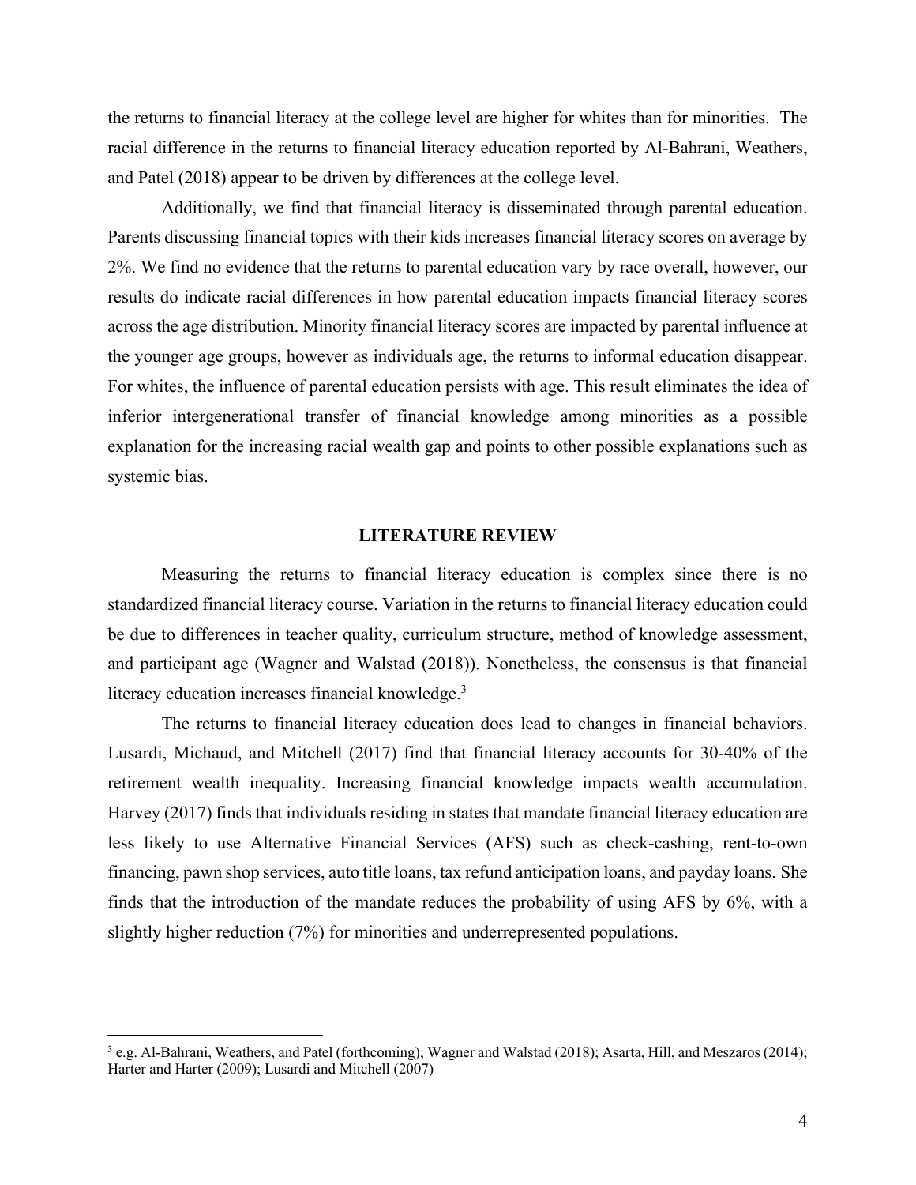the returns to financial literacy at the college level are higher for whites than for minorities. The racial difference in the returns to financial literacy education reported by Al-Bahrani, Weathers, and Patel (2018) appear to be driven by differences at the college level.

Additionally, we find that financial literacy is disseminated through parental education. Parents discussing financial topics with their kids increases financial literacy scores on average by 2%. We find no evidence that the returns to parental education vary by race overall, however, our results do indicate racial differences in how parental education impacts financial literacy scores across the age distribution. Minority financial literacy scores are impacted by parental influence at the younger age groups, however as individuals age, the returns to informal education disappear. For whites, the influence of parental education persists with age. This result eliminates the idea of inferior intergenerational transfer of financial knowledge among minorities as a possible explanation for the increasing racial wealth gap and points to other possible explanations such as systemic bias.

## LITERATURE REVIEW

Measuring the returns to financial literacy education is complex since there is no standardized financial literacy course. Variation in the returns to financial literacy education could be due to differences in teacher quality, curriculum structure, method of knowledge assessment, and participant age (Wagner and Walstad (2018)). Nonetheless, the consensus is that financial literacy education increases financial knowledge.[3]

The returns to financial literacy education does lead to changes in financial behaviors. Lusardi, Michaud, and Mitchell (2017) find that financial literacy accounts for 30-40% of the retirement wealth inequality. Increasing financial knowledge impacts wealth accumulation. Harvey (2017) finds that individuals residing in states that mandate financial literacy education are less likely to use Alternative Financial Services (AFS) such as check-cashing, rent-to-own financing, pawn shop services, auto title loans, tax refund anticipation loans, and payday loans. She finds that the introduction of the mandate reduces the probability of using AFS by 6%, with a slightly higher reduction (7%) for minorities and underrepresented populations.

---

[3] e.g. Al-Bahrani, Weathers, and Patel (forthcoming); Wagner and Walstad (2018); Asarta, Hill, and Meszaros (2014); Harter and Harter (2009); Lusardi and Mitchell (2007)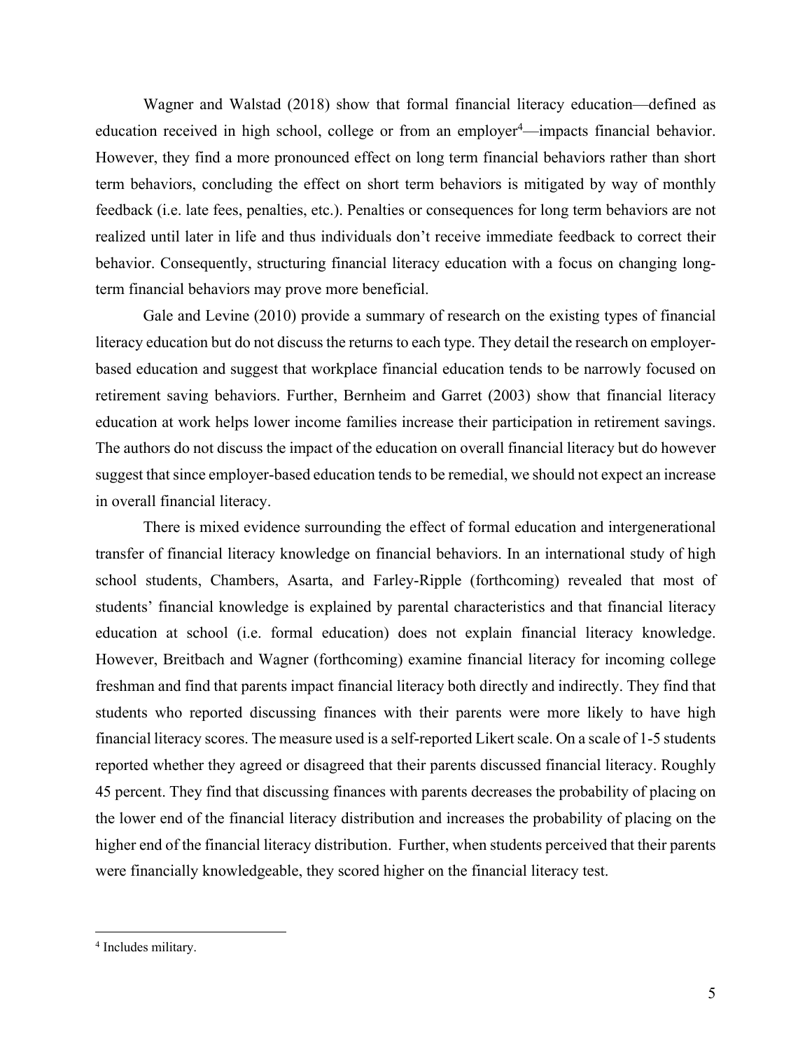Wagner and Walstad (2018) show that formal financial literacy education—defined as education received in high school, college or from an employer[4]—impacts financial behavior. However, they find a more pronounced effect on long term financial behaviors rather than short term behaviors, concluding the effect on short term behaviors is mitigated by way of monthly feedback (i.e. late fees, penalties, etc.). Penalties or consequences for long term behaviors are not realized until later in life and thus individuals don't receive immediate feedback to correct their behavior. Consequently, structuring financial literacy education with a focus on changing long-term financial behaviors may prove more beneficial.

Gale and Levine (2010) provide a summary of research on the existing types of financial literacy education but do not discuss the returns to each type. They detail the research on employer-based education and suggest that workplace financial education tends to be narrowly focused on retirement saving behaviors. Further, Bernheim and Garret (2003) show that financial literacy education at work helps lower income families increase their participation in retirement savings. The authors do not discuss the impact of the education on overall financial literacy but do however suggest that since employer-based education tends to be remedial, we should not expect an increase in overall financial literacy.

There is mixed evidence surrounding the effect of formal education and intergenerational transfer of financial literacy knowledge on financial behaviors. In an international study of high school students, Chambers, Asarta, and Farley-Ripple (forthcoming) revealed that most of students' financial knowledge is explained by parental characteristics and that financial literacy education at school (i.e. formal education) does not explain financial literacy knowledge. However, Breitbach and Wagner (forthcoming) examine financial literacy for incoming college freshman and find that parents impact financial literacy both directly and indirectly. They find that students who reported discussing finances with their parents were more likely to have high financial literacy scores. The measure used is a self-reported Likert scale. On a scale of 1-5 students reported whether they agreed or disagreed that their parents discussed financial literacy. Roughly 45 percent. They find that discussing finances with parents decreases the probability of placing on the lower end of the financial literacy distribution and increases the probability of placing on the higher end of the financial literacy distribution. Further, when students perceived that their parents were financially knowledgeable, they scored higher on the financial literacy test.

[4] Includes military.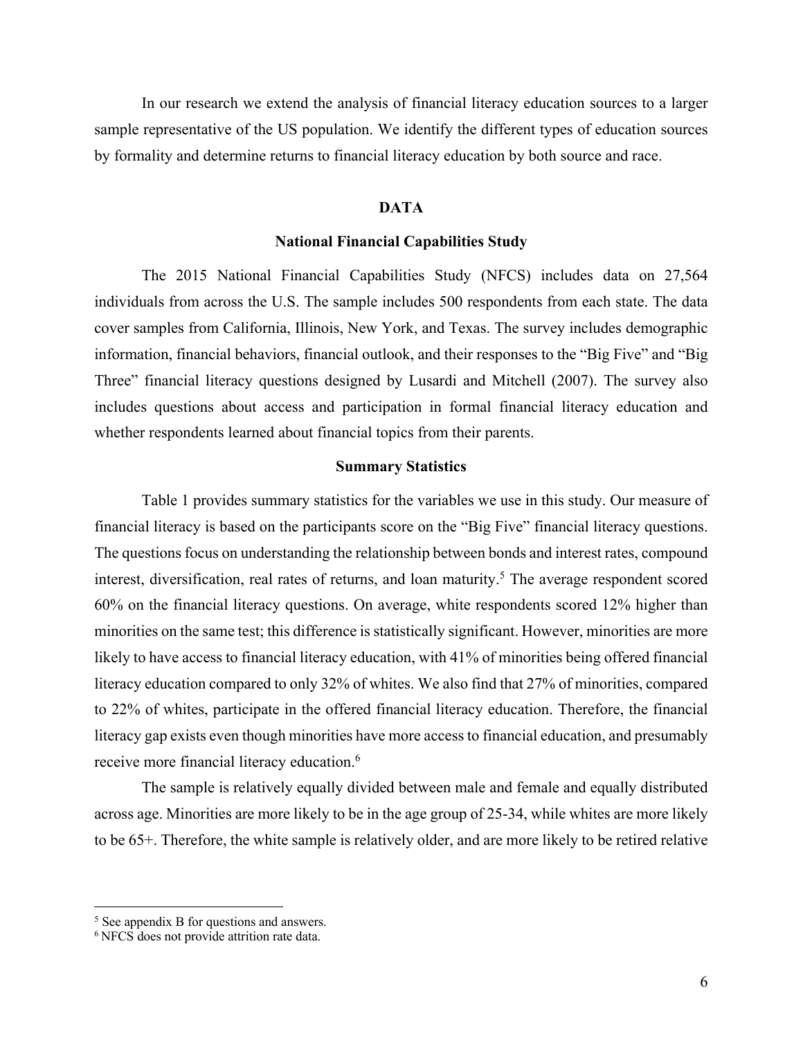In our research we extend the analysis of financial literacy education sources to a larger sample representative of the US population. We identify the different types of education sources by formality and determine returns to financial literacy education by both source and race.

## DATA

### National Financial Capabilities Study

The 2015 National Financial Capabilities Study (NFCS) includes data on 27,564 individuals from across the U.S. The sample includes 500 respondents from each state. The data cover samples from California, Illinois, New York, and Texas. The survey includes demographic information, financial behaviors, financial outlook, and their responses to the "Big Five" and "Big Three" financial literacy questions designed by Lusardi and Mitchell (2007). The survey also includes questions about access and participation in formal financial literacy education and whether respondents learned about financial topics from their parents.

### Summary Statistics

Table 1 provides summary statistics for the variables we use in this study. Our measure of financial literacy is based on the participants score on the "Big Five" financial literacy questions. The questions focus on understanding the relationship between bonds and interest rates, compound interest, diversification, real rates of returns, and loan maturity.[5] The average respondent scored 60% on the financial literacy questions. On average, white respondents scored 12% higher than minorities on the same test; this difference is statistically significant. However, minorities are more likely to have access to financial literacy education, with 41% of minorities being offered financial literacy education compared to only 32% of whites. We also find that 27% of minorities, compared to 22% of whites, participate in the offered financial literacy education. Therefore, the financial literacy gap exists even though minorities have more access to financial education, and presumably receive more financial literacy education.[6]

The sample is relatively equally divided between male and female and equally distributed across age. Minorities are more likely to be in the age group of 25-34, while whites are more likely to be 65+. Therefore, the white sample is relatively older, and are more likely to be retired relative

---

[5] See appendix B for questions and answers.

[6] NFCS does not provide attrition rate data.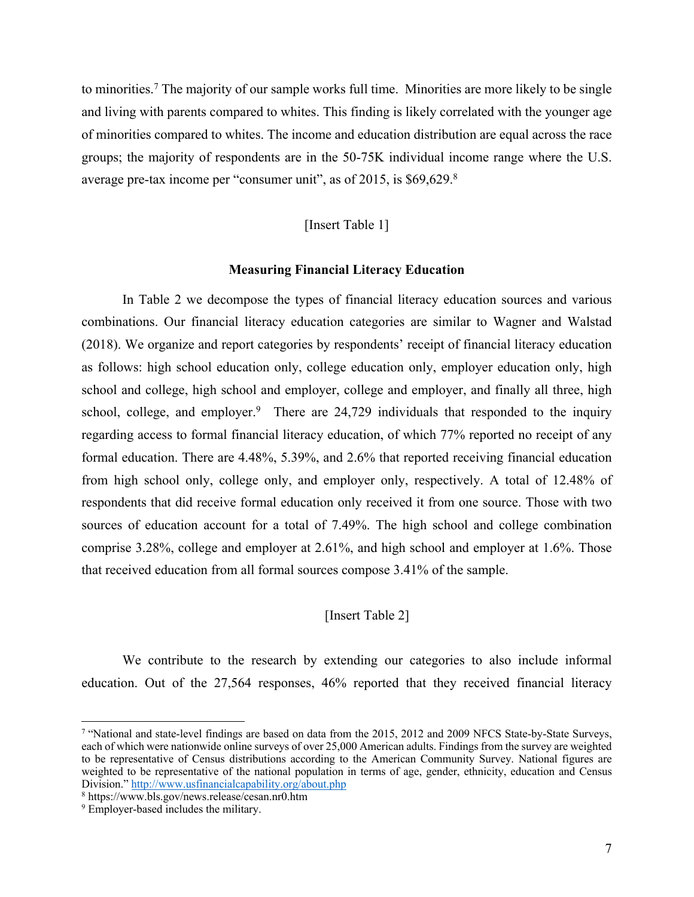to minorities.[7] The majority of our sample works full time. Minorities are more likely to be single and living with parents compared to whites. This finding is likely correlated with the younger age of minorities compared to whites. The income and education distribution are equal across the race groups; the majority of respondents are in the 50-75K individual income range where the U.S. average pre-tax income per "consumer unit", as of 2015, is $69,629.[8]

[Insert Table 1]

## Measuring Financial Literacy Education

In Table 2 we decompose the types of financial literacy education sources and various combinations. Our financial literacy education categories are similar to Wagner and Walstad (2018). We organize and report categories by respondents' receipt of financial literacy education as follows: high school education only, college education only, employer education only, high school and college, high school and employer, college and employer, and finally all three, high school, college, and employer.[9] There are 24,729 individuals that responded to the inquiry regarding access to formal financial literacy education, of which 77% reported no receipt of any formal education. There are 4.48%, 5.39%, and 2.6% that reported receiving financial education from high school only, college only, and employer only, respectively. A total of 12.48% of respondents that did receive formal education only received it from one source. Those with two sources of education account for a total of 7.49%. The high school and college combination comprise 3.28%, college and employer at 2.61%, and high school and employer at 1.6%. Those that received education from all formal sources compose 3.41% of the sample.

[Insert Table 2]

We contribute to the research by extending our categories to also include informal education. Out of the 27,564 responses, 46% reported that they received financial literacy

---

[7] "National and state-level findings are based on data from the 2015, 2012 and 2009 NFCS State-by-State Surveys, each of which were nationwide online surveys of over 25,000 American adults. Findings from the survey are weighted to be representative of Census distributions according to the American Community Survey. National figures are weighted to be representative of the national population in terms of age, gender, ethnicity, education and Census Division." http://www.usfinancialcapability.org/about.php

[8] https://www.bls.gov/news.release/cesan.nr0.htm

[9] Employer-based includes the military.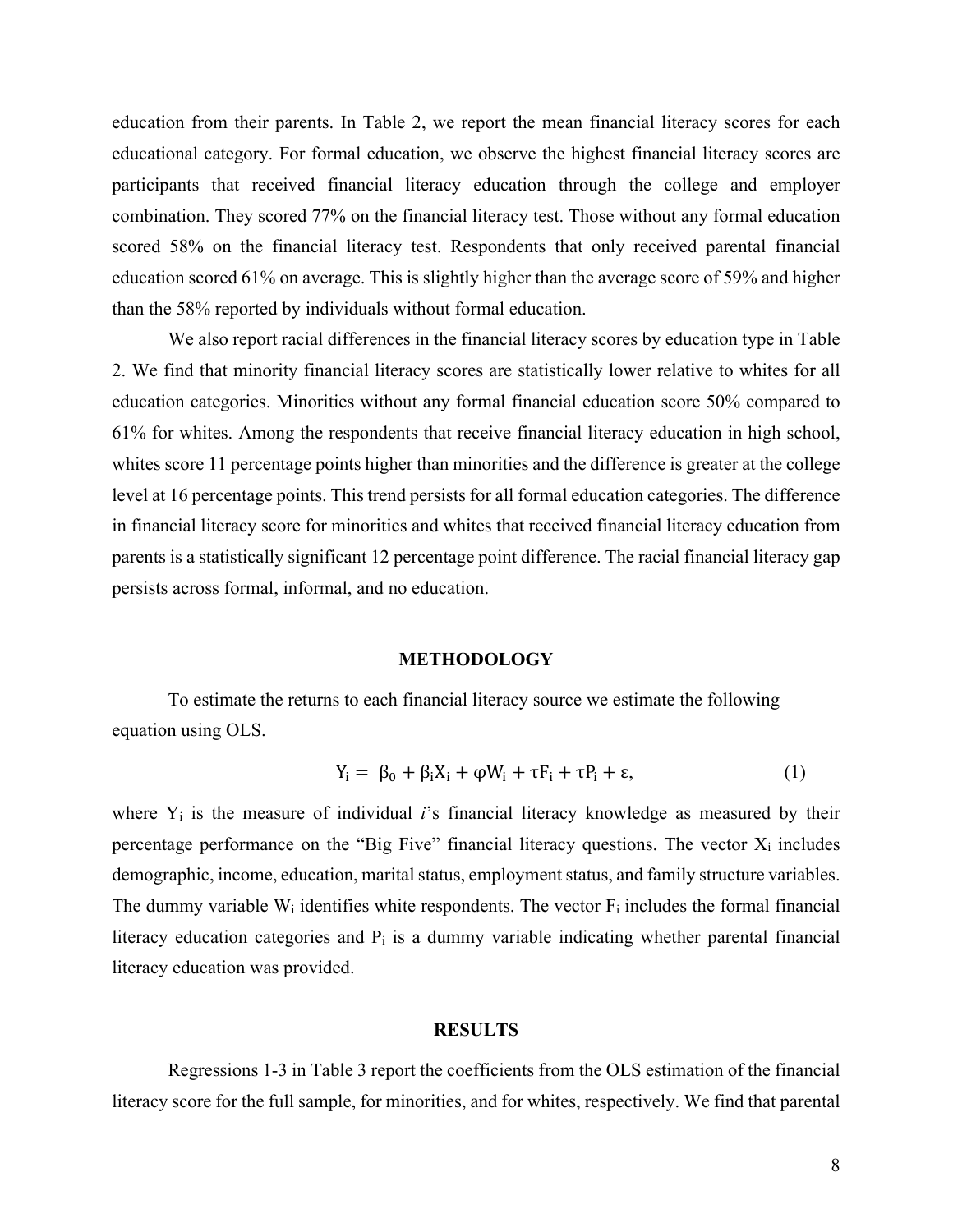education from their parents. In Table 2, we report the mean financial literacy scores for each educational category. For formal education, we observe the highest financial literacy scores are participants that received financial literacy education through the college and employer combination. They scored 77% on the financial literacy test. Those without any formal education scored 58% on the financial literacy test. Respondents that only received parental financial education scored 61% on average. This is slightly higher than the average score of 59% and higher than the 58% reported by individuals without formal education.

We also report racial differences in the financial literacy scores by education type in Table 2. We find that minority financial literacy scores are statistically lower relative to whites for all education categories. Minorities without any formal financial education score 50% compared to 61% for whites. Among the respondents that receive financial literacy education in high school, whites score 11 percentage points higher than minorities and the difference is greater at the college level at 16 percentage points. This trend persists for all formal education categories. The difference in financial literacy score for minorities and whites that received financial literacy education from parents is a statistically significant 12 percentage point difference. The racial financial literacy gap persists across formal, informal, and no education.

## METHODOLOGY

To estimate the returns to each financial literacy source we estimate the following equation using OLS.

$$Y_i = \beta_0 + \beta_i X_i + \varphi W_i + \tau F_i + \tau P_i + \varepsilon, \tag{1}$$

where $Y_i$ is the measure of individual *i*'s financial literacy knowledge as measured by their percentage performance on the "Big Five" financial literacy questions. The vector $X_i$ includes demographic, income, education, marital status, employment status, and family structure variables. The dummy variable $W_i$ identifies white respondents. The vector $F_i$ includes the formal financial literacy education categories and $P_i$ is a dummy variable indicating whether parental financial literacy education was provided.

## RESULTS

Regressions 1-3 in Table 3 report the coefficients from the OLS estimation of the financial literacy score for the full sample, for minorities, and for whites, respectively. We find that parental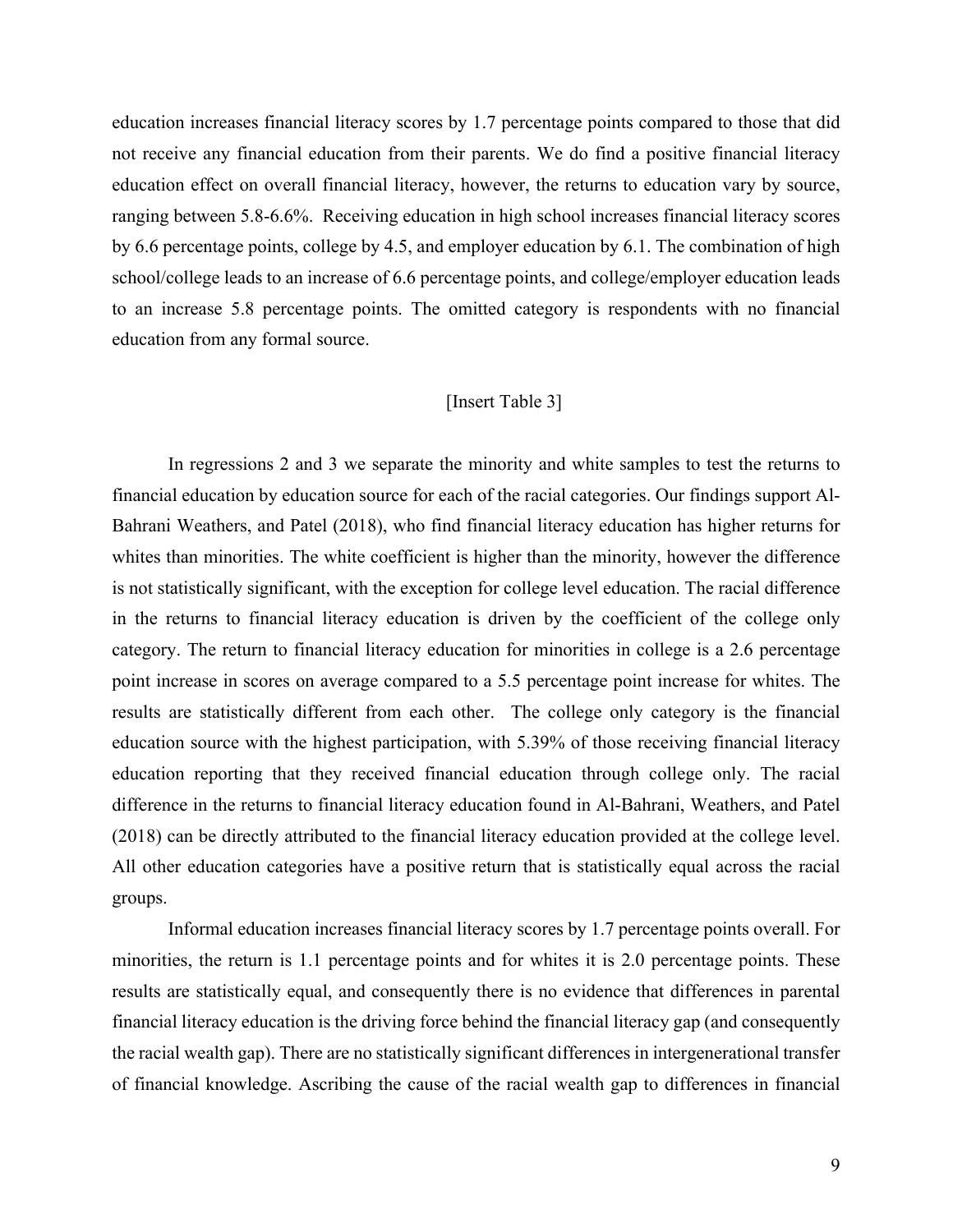education increases financial literacy scores by 1.7 percentage points compared to those that did not receive any financial education from their parents. We do find a positive financial literacy education effect on overall financial literacy, however, the returns to education vary by source, ranging between 5.8-6.6%. Receiving education in high school increases financial literacy scores by 6.6 percentage points, college by 4.5, and employer education by 6.1. The combination of high school/college leads to an increase of 6.6 percentage points, and college/employer education leads to an increase 5.8 percentage points. The omitted category is respondents with no financial education from any formal source.

[Insert Table 3]

In regressions 2 and 3 we separate the minority and white samples to test the returns to financial education by education source for each of the racial categories. Our findings support Al-Bahrani Weathers, and Patel (2018), who find financial literacy education has higher returns for whites than minorities. The white coefficient is higher than the minority, however the difference is not statistically significant, with the exception for college level education. The racial difference in the returns to financial literacy education is driven by the coefficient of the college only category. The return to financial literacy education for minorities in college is a 2.6 percentage point increase in scores on average compared to a 5.5 percentage point increase for whites. The results are statistically different from each other. The college only category is the financial education source with the highest participation, with 5.39% of those receiving financial literacy education reporting that they received financial education through college only. The racial difference in the returns to financial literacy education found in Al-Bahrani, Weathers, and Patel (2018) can be directly attributed to the financial literacy education provided at the college level. All other education categories have a positive return that is statistically equal across the racial groups.

Informal education increases financial literacy scores by 1.7 percentage points overall. For minorities, the return is 1.1 percentage points and for whites it is 2.0 percentage points. These results are statistically equal, and consequently there is no evidence that differences in parental financial literacy education is the driving force behind the financial literacy gap (and consequently the racial wealth gap). There are no statistically significant differences in intergenerational transfer of financial knowledge. Ascribing the cause of the racial wealth gap to differences in financial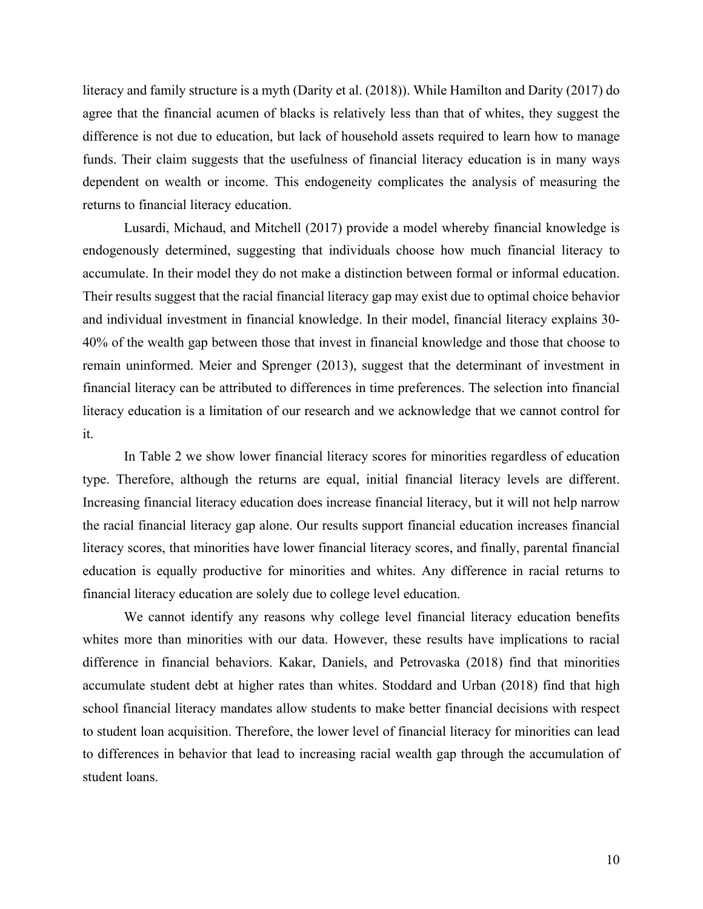literacy and family structure is a myth (Darity et al. (2018)). While Hamilton and Darity (2017) do agree that the financial acumen of blacks is relatively less than that of whites, they suggest the difference is not due to education, but lack of household assets required to learn how to manage funds. Their claim suggests that the usefulness of financial literacy education is in many ways dependent on wealth or income. This endogeneity complicates the analysis of measuring the returns to financial literacy education.

Lusardi, Michaud, and Mitchell (2017) provide a model whereby financial knowledge is endogenously determined, suggesting that individuals choose how much financial literacy to accumulate. In their model they do not make a distinction between formal or informal education. Their results suggest that the racial financial literacy gap may exist due to optimal choice behavior and individual investment in financial knowledge. In their model, financial literacy explains 30-40% of the wealth gap between those that invest in financial knowledge and those that choose to remain uninformed. Meier and Sprenger (2013), suggest that the determinant of investment in financial literacy can be attributed to differences in time preferences. The selection into financial literacy education is a limitation of our research and we acknowledge that we cannot control for it.

In Table 2 we show lower financial literacy scores for minorities regardless of education type. Therefore, although the returns are equal, initial financial literacy levels are different. Increasing financial literacy education does increase financial literacy, but it will not help narrow the racial financial literacy gap alone. Our results support financial education increases financial literacy scores, that minorities have lower financial literacy scores, and finally, parental financial education is equally productive for minorities and whites. Any difference in racial returns to financial literacy education are solely due to college level education.

We cannot identify any reasons why college level financial literacy education benefits whites more than minorities with our data. However, these results have implications to racial difference in financial behaviors. Kakar, Daniels, and Petrovaska (2018) find that minorities accumulate student debt at higher rates than whites. Stoddard and Urban (2018) find that high school financial literacy mandates allow students to make better financial decisions with respect to student loan acquisition. Therefore, the lower level of financial literacy for minorities can lead to differences in behavior that lead to increasing racial wealth gap through the accumulation of student loans.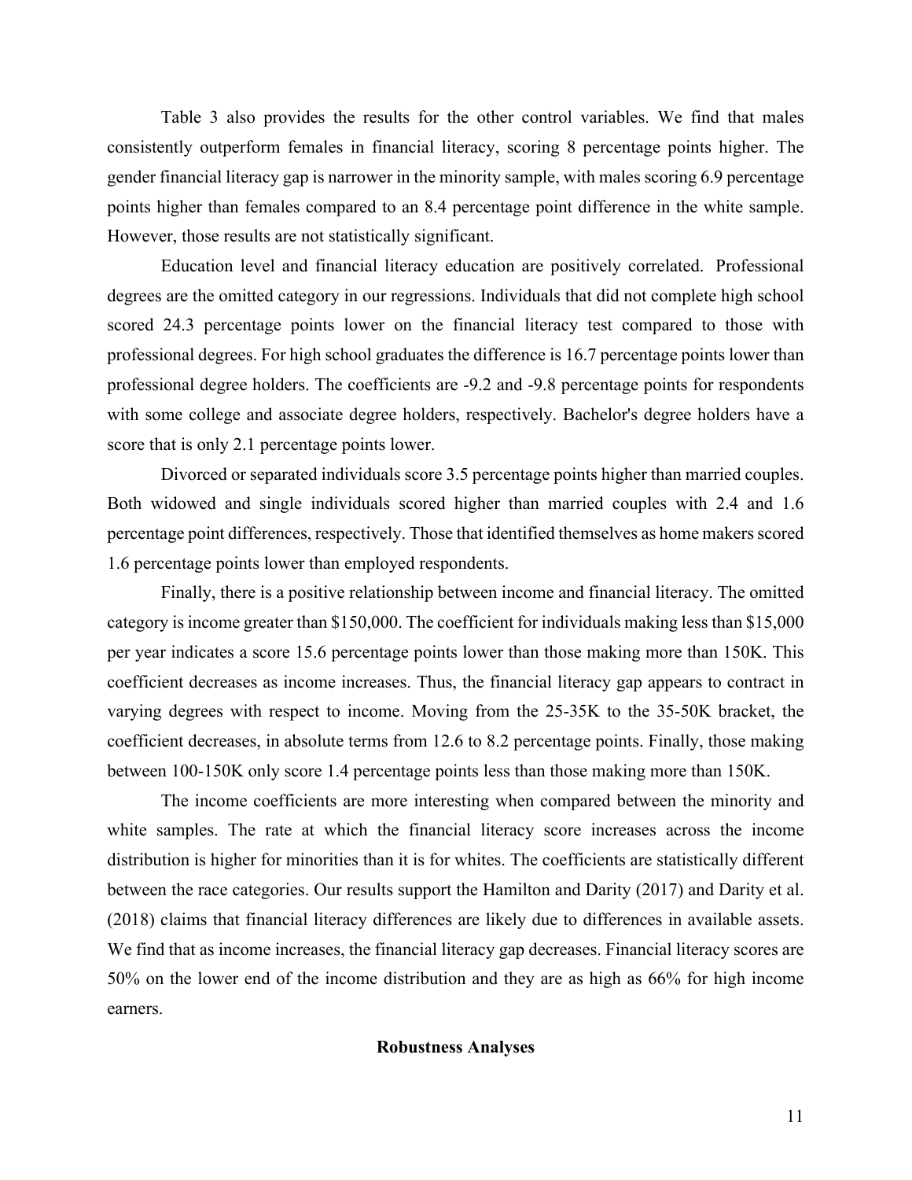Table 3 also provides the results for the other control variables. We find that males consistently outperform females in financial literacy, scoring 8 percentage points higher. The gender financial literacy gap is narrower in the minority sample, with males scoring 6.9 percentage points higher than females compared to an 8.4 percentage point difference in the white sample. However, those results are not statistically significant.

Education level and financial literacy education are positively correlated. Professional degrees are the omitted category in our regressions. Individuals that did not complete high school scored 24.3 percentage points lower on the financial literacy test compared to those with professional degrees. For high school graduates the difference is 16.7 percentage points lower than professional degree holders. The coefficients are -9.2 and -9.8 percentage points for respondents with some college and associate degree holders, respectively. Bachelor's degree holders have a score that is only 2.1 percentage points lower.

Divorced or separated individuals score 3.5 percentage points higher than married couples. Both widowed and single individuals scored higher than married couples with 2.4 and 1.6 percentage point differences, respectively. Those that identified themselves as home makers scored 1.6 percentage points lower than employed respondents.

Finally, there is a positive relationship between income and financial literacy. The omitted category is income greater than $150,000. The coefficient for individuals making less than $15,000 per year indicates a score 15.6 percentage points lower than those making more than 150K. This coefficient decreases as income increases. Thus, the financial literacy gap appears to contract in varying degrees with respect to income. Moving from the 25-35K to the 35-50K bracket, the coefficient decreases, in absolute terms from 12.6 to 8.2 percentage points. Finally, those making between 100-150K only score 1.4 percentage points less than those making more than 150K.

The income coefficients are more interesting when compared between the minority and white samples. The rate at which the financial literacy score increases across the income distribution is higher for minorities than it is for whites. The coefficients are statistically different between the race categories. Our results support the Hamilton and Darity (2017) and Darity et al. (2018) claims that financial literacy differences are likely due to differences in available assets. We find that as income increases, the financial literacy gap decreases. Financial literacy scores are 50% on the lower end of the income distribution and they are as high as 66% for high income earners.

**Robustness Analyses**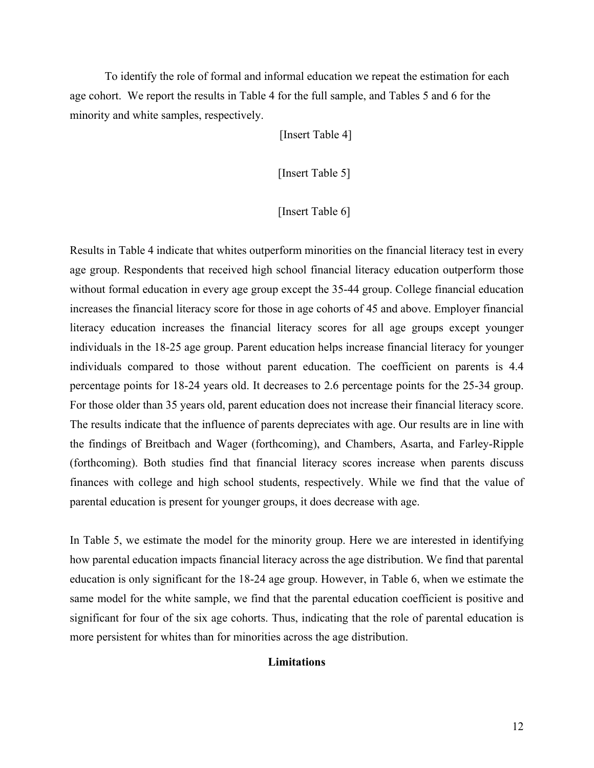To identify the role of formal and informal education we repeat the estimation for each age cohort. We report the results in Table 4 for the full sample, and Tables 5 and 6 for the minority and white samples, respectively.

[Insert Table 4]

[Insert Table 5]

[Insert Table 6]

Results in Table 4 indicate that whites outperform minorities on the financial literacy test in every age group. Respondents that received high school financial literacy education outperform those without formal education in every age group except the 35-44 group. College financial education increases the financial literacy score for those in age cohorts of 45 and above. Employer financial literacy education increases the financial literacy scores for all age groups except younger individuals in the 18-25 age group. Parent education helps increase financial literacy for younger individuals compared to those without parent education. The coefficient on parents is 4.4 percentage points for 18-24 years old. It decreases to 2.6 percentage points for the 25-34 group. For those older than 35 years old, parent education does not increase their financial literacy score. The results indicate that the influence of parents depreciates with age. Our results are in line with the findings of Breitbach and Wager (forthcoming), and Chambers, Asarta, and Farley-Ripple (forthcoming). Both studies find that financial literacy scores increase when parents discuss finances with college and high school students, respectively. While we find that the value of parental education is present for younger groups, it does decrease with age.

In Table 5, we estimate the model for the minority group. Here we are interested in identifying how parental education impacts financial literacy across the age distribution. We find that parental education is only significant for the 18-24 age group. However, in Table 6, when we estimate the same model for the white sample, we find that the parental education coefficient is positive and significant for four of the six age cohorts. Thus, indicating that the role of parental education is more persistent for whites than for minorities across the age distribution.

## Limitations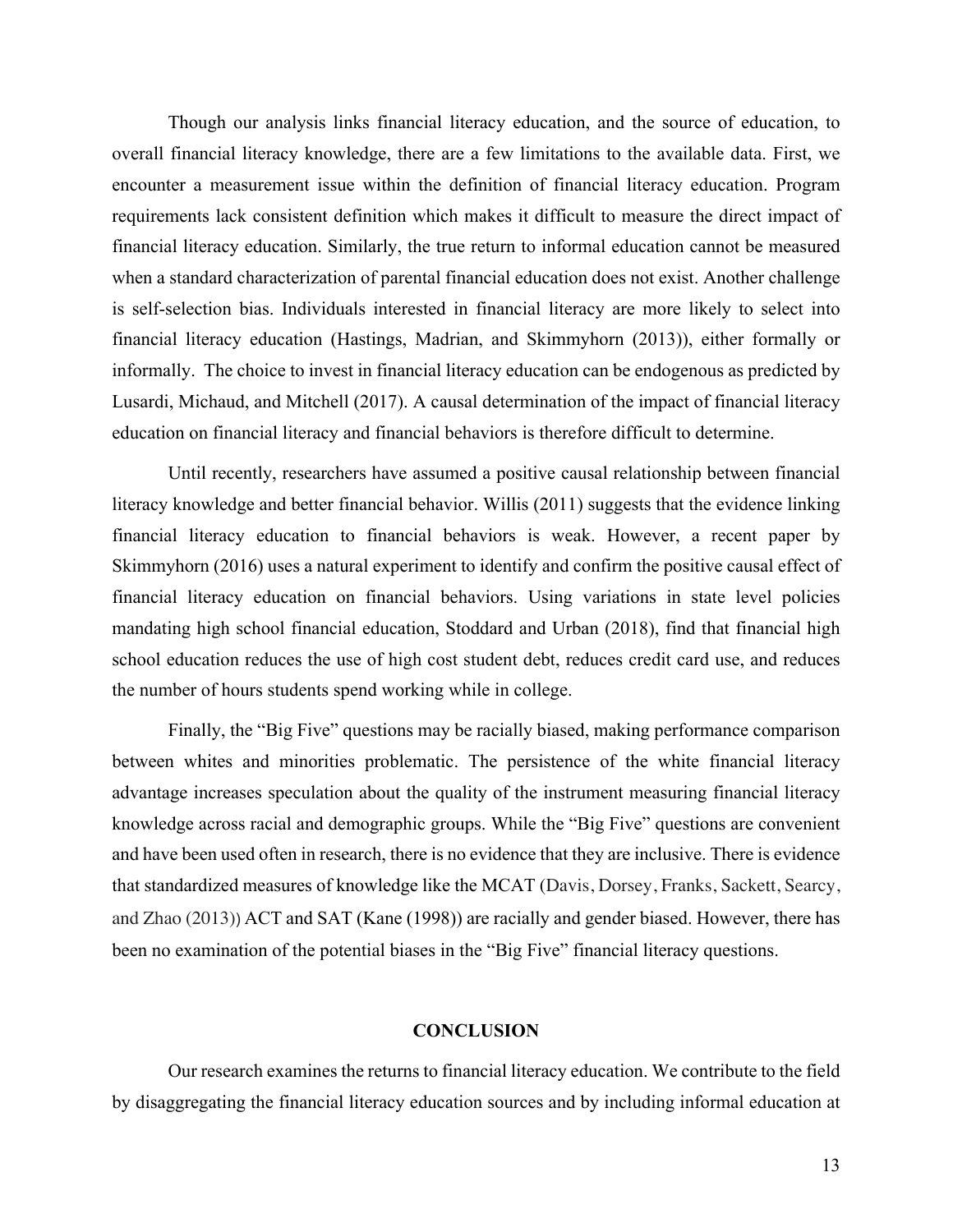Though our analysis links financial literacy education, and the source of education, to overall financial literacy knowledge, there are a few limitations to the available data. First, we encounter a measurement issue within the definition of financial literacy education. Program requirements lack consistent definition which makes it difficult to measure the direct impact of financial literacy education. Similarly, the true return to informal education cannot be measured when a standard characterization of parental financial education does not exist. Another challenge is self-selection bias. Individuals interested in financial literacy are more likely to select into financial literacy education (Hastings, Madrian, and Skimmyhorn (2013)), either formally or informally. The choice to invest in financial literacy education can be endogenous as predicted by Lusardi, Michaud, and Mitchell (2017). A causal determination of the impact of financial literacy education on financial literacy and financial behaviors is therefore difficult to determine.

Until recently, researchers have assumed a positive causal relationship between financial literacy knowledge and better financial behavior. Willis (2011) suggests that the evidence linking financial literacy education to financial behaviors is weak. However, a recent paper by Skimmyhorn (2016) uses a natural experiment to identify and confirm the positive causal effect of financial literacy education on financial behaviors. Using variations in state level policies mandating high school financial education, Stoddard and Urban (2018), find that financial high school education reduces the use of high cost student debt, reduces credit card use, and reduces the number of hours students spend working while in college.

Finally, the "Big Five" questions may be racially biased, making performance comparison between whites and minorities problematic. The persistence of the white financial literacy advantage increases speculation about the quality of the instrument measuring financial literacy knowledge across racial and demographic groups. While the "Big Five" questions are convenient and have been used often in research, there is no evidence that they are inclusive. There is evidence that standardized measures of knowledge like the MCAT (Davis, Dorsey, Franks, Sackett, Searcy, and Zhao (2013)) ACT and SAT (Kane (1998)) are racially and gender biased. However, there has been no examination of the potential biases in the "Big Five" financial literacy questions.

## CONCLUSION

Our research examines the returns to financial literacy education. We contribute to the field by disaggregating the financial literacy education sources and by including informal education at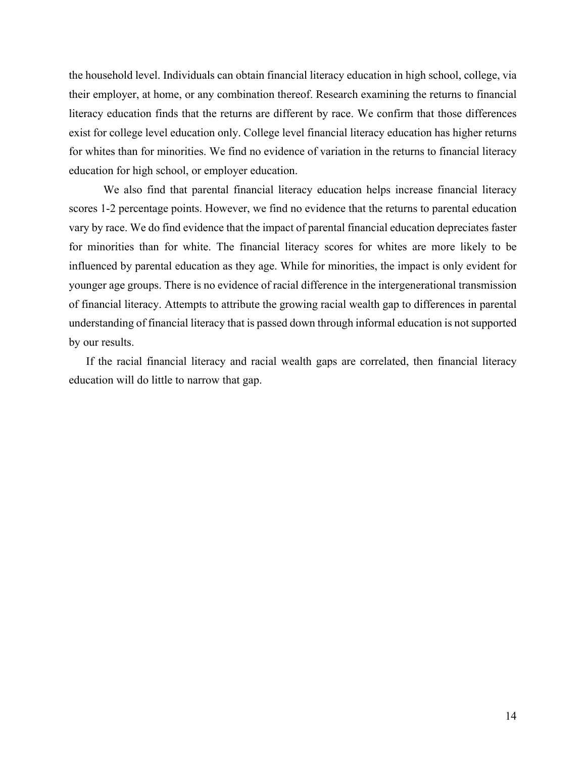the household level. Individuals can obtain financial literacy education in high school, college, via their employer, at home, or any combination thereof. Research examining the returns to financial literacy education finds that the returns are different by race. We confirm that those differences exist for college level education only. College level financial literacy education has higher returns for whites than for minorities. We find no evidence of variation in the returns to financial literacy education for high school, or employer education.

We also find that parental financial literacy education helps increase financial literacy scores 1-2 percentage points. However, we find no evidence that the returns to parental education vary by race. We do find evidence that the impact of parental financial education depreciates faster for minorities than for white. The financial literacy scores for whites are more likely to be influenced by parental education as they age. While for minorities, the impact is only evident for younger age groups. There is no evidence of racial difference in the intergenerational transmission of financial literacy. Attempts to attribute the growing racial wealth gap to differences in parental understanding of financial literacy that is passed down through informal education is not supported by our results.

If the racial financial literacy and racial wealth gaps are correlated, then financial literacy education will do little to narrow that gap.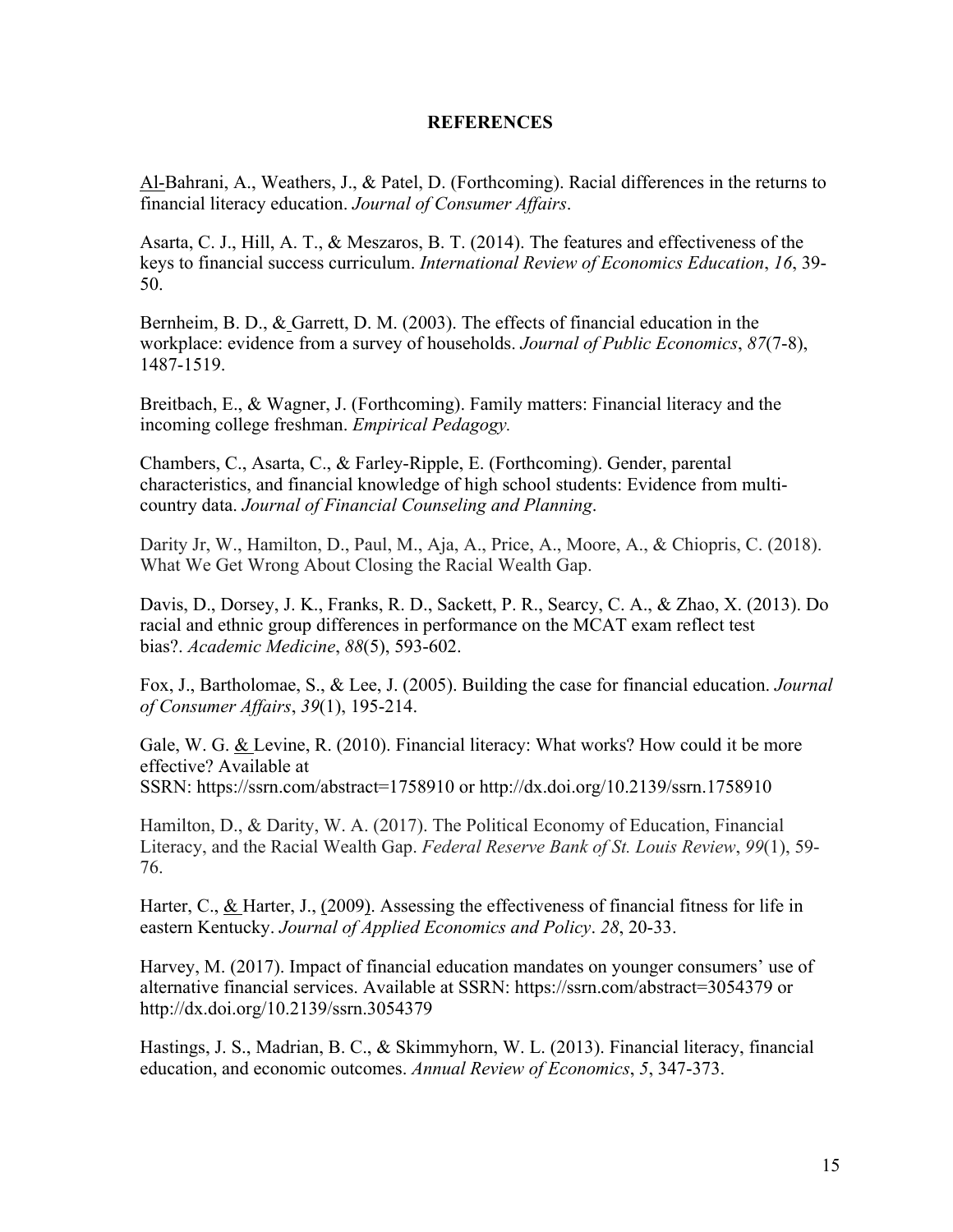# REFERENCES

Al-Bahrani, A., Weathers, J., & Patel, D. (Forthcoming). Racial differences in the returns to financial literacy education. *Journal of Consumer Affairs*.

Asarta, C. J., Hill, A. T., & Meszaros, B. T. (2014). The features and effectiveness of the keys to financial success curriculum. *International Review of Economics Education*, *16*, 39-50.

Bernheim, B. D., & Garrett, D. M. (2003). The effects of financial education in the workplace: evidence from a survey of households. *Journal of Public Economics*, *87*(7-8), 1487-1519.

Breitbach, E., & Wagner, J. (Forthcoming). Family matters: Financial literacy and the incoming college freshman. *Empirical Pedagogy.*

Chambers, C., Asarta, C., & Farley-Ripple, E. (Forthcoming). Gender, parental characteristics, and financial knowledge of high school students: Evidence from multi-country data. *Journal of Financial Counseling and Planning*.

Darity Jr, W., Hamilton, D., Paul, M., Aja, A., Price, A., Moore, A., & Chiopris, C. (2018). What We Get Wrong About Closing the Racial Wealth Gap.

Davis, D., Dorsey, J. K., Franks, R. D., Sackett, P. R., Searcy, C. A., & Zhao, X. (2013). Do racial and ethnic group differences in performance on the MCAT exam reflect test bias?. *Academic Medicine*, *88*(5), 593-602.

Fox, J., Bartholomae, S., & Lee, J. (2005). Building the case for financial education. *Journal of Consumer Affairs*, *39*(1), 195-214.

Gale, W. G. & Levine, R. (2010). Financial literacy: What works? How could it be more effective? Available at SSRN: https://ssrn.com/abstract=1758910 or http://dx.doi.org/10.2139/ssrn.1758910

Hamilton, D., & Darity, W. A. (2017). The Political Economy of Education, Financial Literacy, and the Racial Wealth Gap. *Federal Reserve Bank of St. Louis Review*, *99*(1), 59-76.

Harter, C., & Harter, J., (2009). Assessing the effectiveness of financial fitness for life in eastern Kentucky. *Journal of Applied Economics and Policy*. *28*, 20-33.

Harvey, M. (2017). Impact of financial education mandates on younger consumers' use of alternative financial services. Available at SSRN: https://ssrn.com/abstract=3054379 or http://dx.doi.org/10.2139/ssrn.3054379

Hastings, J. S., Madrian, B. C., & Skimmyhorn, W. L. (2013). Financial literacy, financial education, and economic outcomes. *Annual Review of Economics*, *5*, 347-373.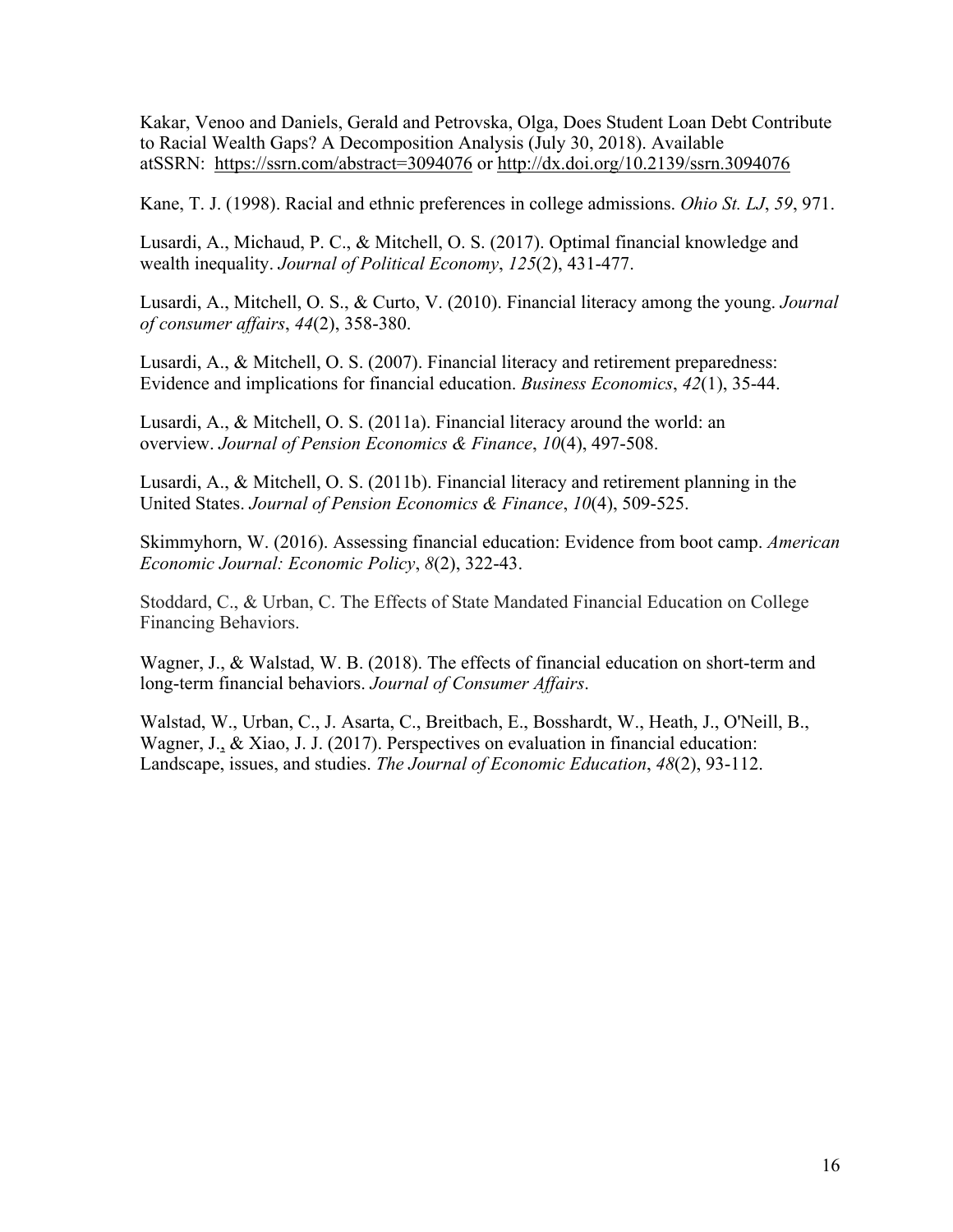Kakar, Venoo and Daniels, Gerald and Petrovska, Olga, Does Student Loan Debt Contribute to Racial Wealth Gaps? A Decomposition Analysis (July 30, 2018). Available atSSRN: https://ssrn.com/abstract=3094076 or http://dx.doi.org/10.2139/ssrn.3094076

Kane, T. J. (1998). Racial and ethnic preferences in college admissions. *Ohio St. LJ*, *59*, 971.

Lusardi, A., Michaud, P. C., & Mitchell, O. S. (2017). Optimal financial knowledge and wealth inequality. *Journal of Political Economy*, *125*(2), 431-477.

Lusardi, A., Mitchell, O. S., & Curto, V. (2010). Financial literacy among the young. *Journal of consumer affairs*, *44*(2), 358-380.

Lusardi, A., & Mitchell, O. S. (2007). Financial literacy and retirement preparedness: Evidence and implications for financial education. *Business Economics*, *42*(1), 35-44.

Lusardi, A., & Mitchell, O. S. (2011a). Financial literacy around the world: an overview. *Journal of Pension Economics & Finance*, *10*(4), 497-508.

Lusardi, A., & Mitchell, O. S. (2011b). Financial literacy and retirement planning in the United States. *Journal of Pension Economics & Finance*, *10*(4), 509-525.

Skimmyhorn, W. (2016). Assessing financial education: Evidence from boot camp. *American Economic Journal: Economic Policy*, *8*(2), 322-43.

Stoddard, C., & Urban, C. The Effects of State Mandated Financial Education on College Financing Behaviors.

Wagner, J., & Walstad, W. B. (2018). The effects of financial education on short-term and long-term financial behaviors. *Journal of Consumer Affairs*.

Walstad, W., Urban, C., J. Asarta, C., Breitbach, E., Bosshardt, W., Heath, J., O'Neill, B., Wagner, J., & Xiao, J. J. (2017). Perspectives on evaluation in financial education: Landscape, issues, and studies. *The Journal of Economic Education*, *48*(2), 93-112.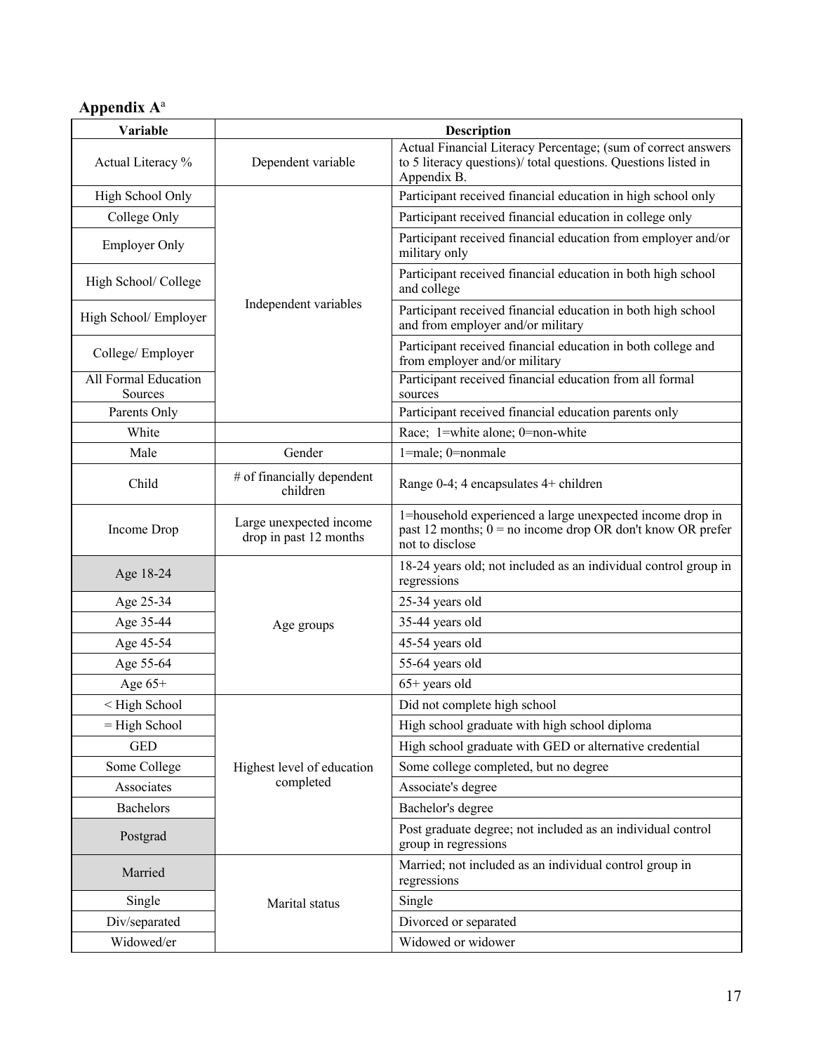## Appendix A[a]

| Variable | Description | |
|---|---|---|
| Actual Literacy % | Dependent variable | Actual Financial Literacy Percentage; (sum of correct answers to 5 literacy questions)/ total questions. Questions listed in Appendix B. |
| High School Only | Independent variables | Participant received financial education in high school only |
| College Only | | Participant received financial education in college only |
| Employer Only | | Participant received financial education from employer and/or military only |
| High School/ College | | Participant received financial education in both high school and college |
| High School/ Employer | | Participant received financial education in both high school and from employer and/or military |
| College/ Employer | | Participant received financial education in both college and from employer and/or military |
| All Formal Education Sources | | Participant received financial education from all formal sources |
| Parents Only | | Participant received financial education parents only |
| White | | Race; 1=white alone; 0=non-white |
| Male | Gender | 1=male; 0=nonmale |
| Child | # of financially dependent children | Range 0-4; 4 encapsulates 4+ children |
| Income Drop | Large unexpected income drop in past 12 months | 1=household experienced a large unexpected income drop in past 12 months; 0 = no income drop OR don't know OR prefer not to disclose |
| Age 18-24 | Age groups | 18-24 years old; not included as an individual control group in regressions |
| Age 25-34 | | 25-34 years old |
| Age 35-44 | | 35-44 years old |
| Age 45-54 | | 45-54 years old |
| Age 55-64 | | 55-64 years old |
| Age 65+ | | 65+ years old |
| < High School | Highest level of education completed | Did not complete high school |
| = High School | | High school graduate with high school diploma |
| GED | | High school graduate with GED or alternative credential |
| Some College | | Some college completed, but no degree |
| Associates | | Associate's degree |
| Bachelors | | Bachelor's degree |
| Postgrad | | Post graduate degree; not included as an individual control group in regressions |
| Married | Marital status | Married; not included as an individual control group in regressions |
| Single | | Single |
| Div/separated | | Divorced or separated |
| Widowed/er | | Widowed or widower |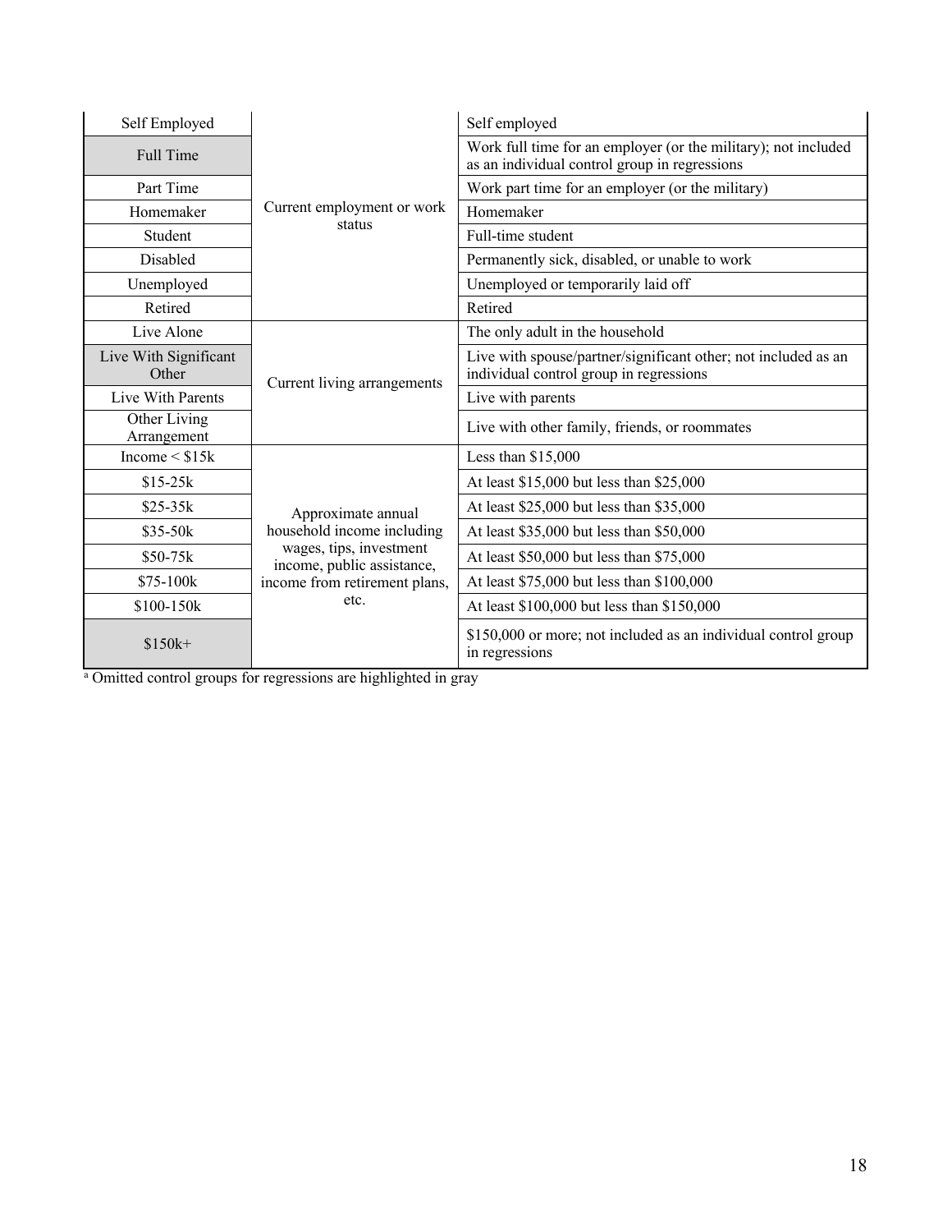| | | |
|---|---|---|
| Self Employed | Current employment or work status | Self employed |
| Full Time | | Work full time for an employer (or the military); not included as an individual control group in regressions |
| Part Time | | Work part time for an employer (or the military) |
| Homemaker | | Homemaker |
| Student | | Full-time student |
| Disabled | | Permanently sick, disabled, or unable to work |
| Unemployed | | Unemployed or temporarily laid off |
| Retired | | Retired |
| Live Alone | Current living arrangements | The only adult in the household |
| Live With Significant Other | | Live with spouse/partner/significant other; not included as an individual control group in regressions |
| Live With Parents | | Live with parents |
| Other Living Arrangement | | Live with other family, friends, or roommates |
| Income < $15k | Approximate annual household income including wages, tips, investment income, public assistance, income from retirement plans, etc. | Less than $15,000 |
| $15-25k | | At least $15,000 but less than $25,000 |
| $25-35k | | At least $25,000 but less than $35,000 |
| $35-50k | | At least $35,000 but less than $50,000 |
| $50-75k | | At least $50,000 but less than $75,000 |
| $75-100k | | At least $75,000 but less than $100,000 |
| $100-150k | | At least $100,000 but less than $150,000 |
| $150k+ | | $150,000 or more; not included as an individual control group in regressions |

[a] Omitted control groups for regressions are highlighted in gray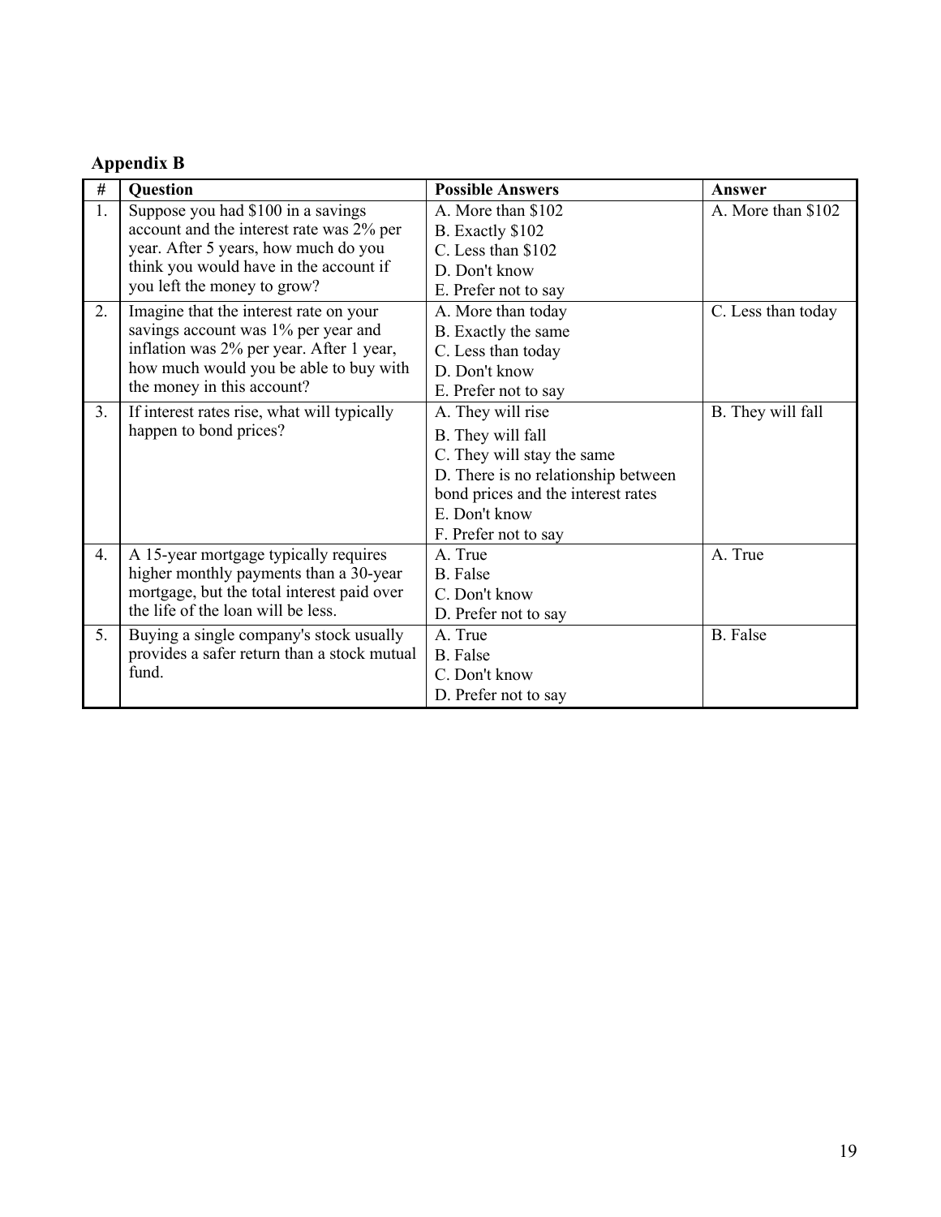**Appendix B**

| # | Question | Possible Answers | Answer |
|---|---|---|---|
| 1. | Suppose you had $100 in a savings account and the interest rate was 2% per year. After 5 years, how much do you think you would have in the account if you left the money to grow? | A. More than $102<br>B. Exactly $102<br>C. Less than $102<br>D. Don't know<br>E. Prefer not to say | A. More than $102 |
| 2. | Imagine that the interest rate on your savings account was 1% per year and inflation was 2% per year. After 1 year, how much would you be able to buy with the money in this account? | A. More than today<br>B. Exactly the same<br>C. Less than today<br>D. Don't know<br>E. Prefer not to say | C. Less than today |
| 3. | If interest rates rise, what will typically happen to bond prices? | A. They will rise<br>B. They will fall<br>C. They will stay the same<br>D. There is no relationship between bond prices and the interest rates<br>E. Don't know<br>F. Prefer not to say | B. They will fall |
| 4. | A 15-year mortgage typically requires higher monthly payments than a 30-year mortgage, but the total interest paid over the life of the loan will be less. | A. True<br>B. False<br>C. Don't know<br>D. Prefer not to say | A. True |
| 5. | Buying a single company's stock usually provides a safer return than a stock mutual fund. | A. True<br>B. False<br>C. Don't know<br>D. Prefer not to say | B. False |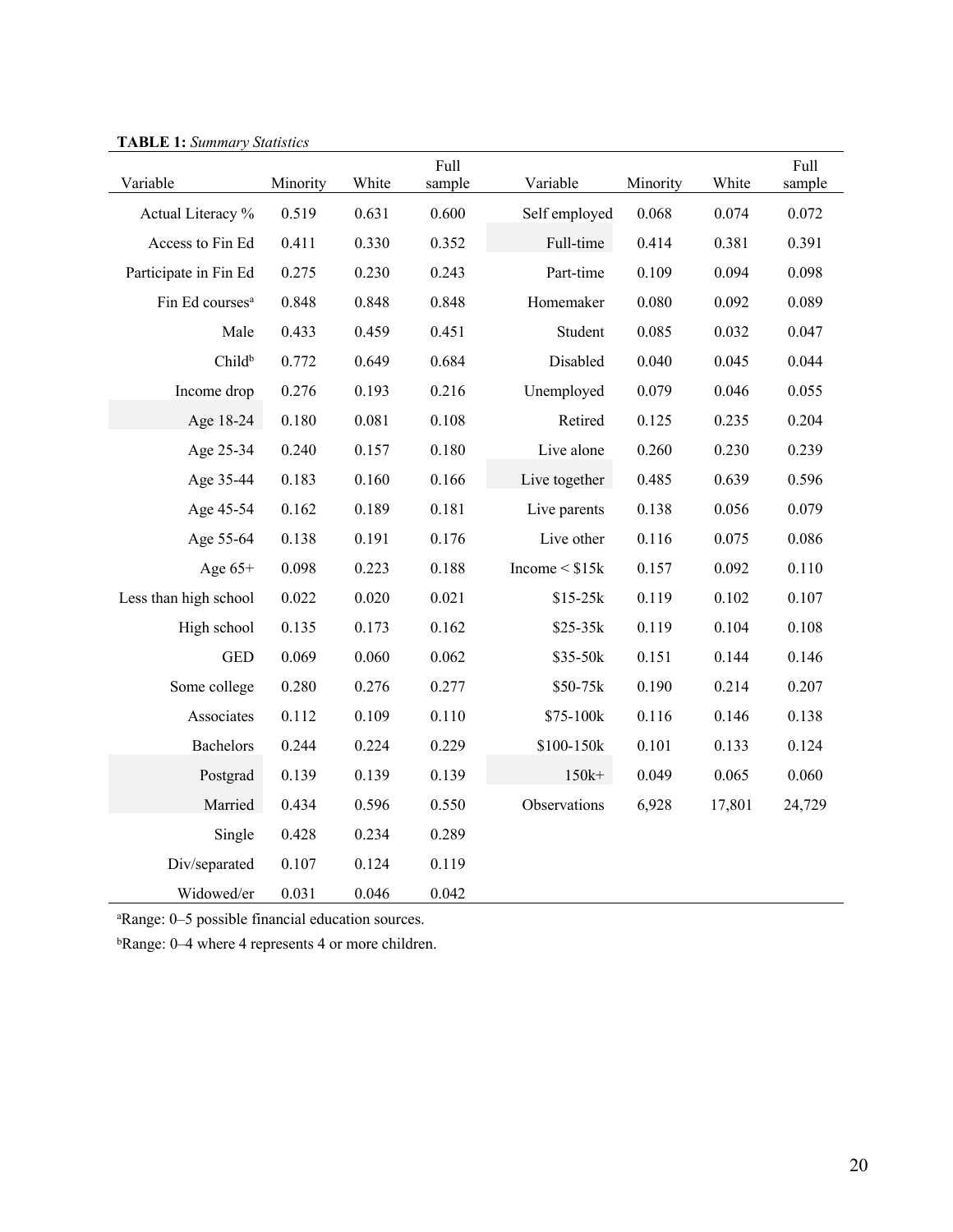**TABLE 1:** *Summary Statistics*

| Variable | Minority | White | Full sample | Variable | Minority | White | Full sample |
|---|---|---|---|---|---|---|---|
| Actual Literacy % | 0.519 | 0.631 | 0.600 | Self employed | 0.068 | 0.074 | 0.072 |
| Access to Fin Ed | 0.411 | 0.330 | 0.352 | Full-time | 0.414 | 0.381 | 0.391 |
| Participate in Fin Ed | 0.275 | 0.230 | 0.243 | Part-time | 0.109 | 0.094 | 0.098 |
| Fin Ed courses[a] | 0.848 | 0.848 | 0.848 | Homemaker | 0.080 | 0.092 | 0.089 |
| Male | 0.433 | 0.459 | 0.451 | Student | 0.085 | 0.032 | 0.047 |
| Child[b] | 0.772 | 0.649 | 0.684 | Disabled | 0.040 | 0.045 | 0.044 |
| Income drop | 0.276 | 0.193 | 0.216 | Unemployed | 0.079 | 0.046 | 0.055 |
| Age 18-24 | 0.180 | 0.081 | 0.108 | Retired | 0.125 | 0.235 | 0.204 |
| Age 25-34 | 0.240 | 0.157 | 0.180 | Live alone | 0.260 | 0.230 | 0.239 |
| Age 35-44 | 0.183 | 0.160 | 0.166 | Live together | 0.485 | 0.639 | 0.596 |
| Age 45-54 | 0.162 | 0.189 | 0.181 | Live parents | 0.138 | 0.056 | 0.079 |
| Age 55-64 | 0.138 | 0.191 | 0.176 | Live other | 0.116 | 0.075 | 0.086 |
| Age 65+ | 0.098 | 0.223 | 0.188 | Income < $15k | 0.157 | 0.092 | 0.110 |
| Less than high school | 0.022 | 0.020 | 0.021 | $15-25k | 0.119 | 0.102 | 0.107 |
| High school | 0.135 | 0.173 | 0.162 | $25-35k | 0.119 | 0.104 | 0.108 |
| GED | 0.069 | 0.060 | 0.062 | $35-50k | 0.151 | 0.144 | 0.146 |
| Some college | 0.280 | 0.276 | 0.277 | $50-75k | 0.190 | 0.214 | 0.207 |
| Associates | 0.112 | 0.109 | 0.110 | $75-100k | 0.116 | 0.146 | 0.138 |
| Bachelors | 0.244 | 0.224 | 0.229 | $100-150k | 0.101 | 0.133 | 0.124 |
| Postgrad | 0.139 | 0.139 | 0.139 | 150k+ | 0.049 | 0.065 | 0.060 |
| Married | 0.434 | 0.596 | 0.550 | Observations | 6,928 | 17,801 | 24,729 |
| Single | 0.428 | 0.234 | 0.289 | | | | |
| Div/separated | 0.107 | 0.124 | 0.119 | | | | |
| Widowed/er | 0.031 | 0.046 | 0.042 | | | | |

[a]Range: 0–5 possible financial education sources.

[b]Range: 0–4 where 4 represents 4 or more children.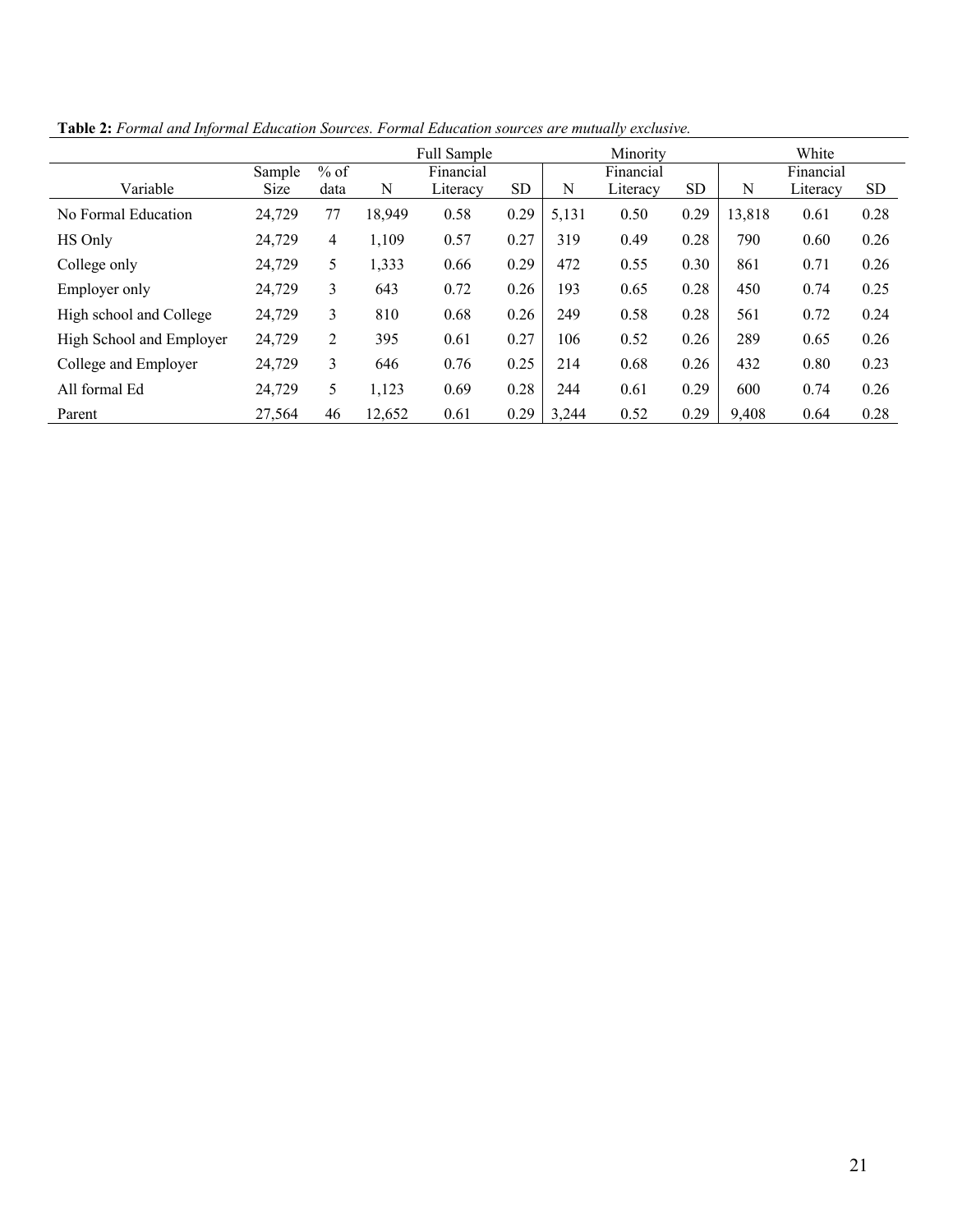**Table 2:** *Formal and Informal Education Sources. Formal Education sources are mutually exclusive.*

| | | | Full Sample | | | Minority | | | White | | |
|---|---|---|---|---|---|---|---|---|---|---|---|
| Variable | Sample Size | % of data | N | Financial Literacy | SD | N | Financial Literacy | SD | N | Financial Literacy | SD |
| No Formal Education | 24,729 | 77 | 18,949 | 0.58 | 0.29 | 5,131 | 0.50 | 0.29 | 13,818 | 0.61 | 0.28 |
| HS Only | 24,729 | 4 | 1,109 | 0.57 | 0.27 | 319 | 0.49 | 0.28 | 790 | 0.60 | 0.26 |
| College only | 24,729 | 5 | 1,333 | 0.66 | 0.29 | 472 | 0.55 | 0.30 | 861 | 0.71 | 0.26 |
| Employer only | 24,729 | 3 | 643 | 0.72 | 0.26 | 193 | 0.65 | 0.28 | 450 | 0.74 | 0.25 |
| High school and College | 24,729 | 3 | 810 | 0.68 | 0.26 | 249 | 0.58 | 0.28 | 561 | 0.72 | 0.24 |
| High School and Employer | 24,729 | 2 | 395 | 0.61 | 0.27 | 106 | 0.52 | 0.26 | 289 | 0.65 | 0.26 |
| College and Employer | 24,729 | 3 | 646 | 0.76 | 0.25 | 214 | 0.68 | 0.26 | 432 | 0.80 | 0.23 |
| All formal Ed | 24,729 | 5 | 1,123 | 0.69 | 0.28 | 244 | 0.61 | 0.29 | 600 | 0.74 | 0.26 |
| Parent | 27,564 | 46 | 12,652 | 0.61 | 0.29 | 3,244 | 0.52 | 0.29 | 9,408 | 0.64 | 0.28 |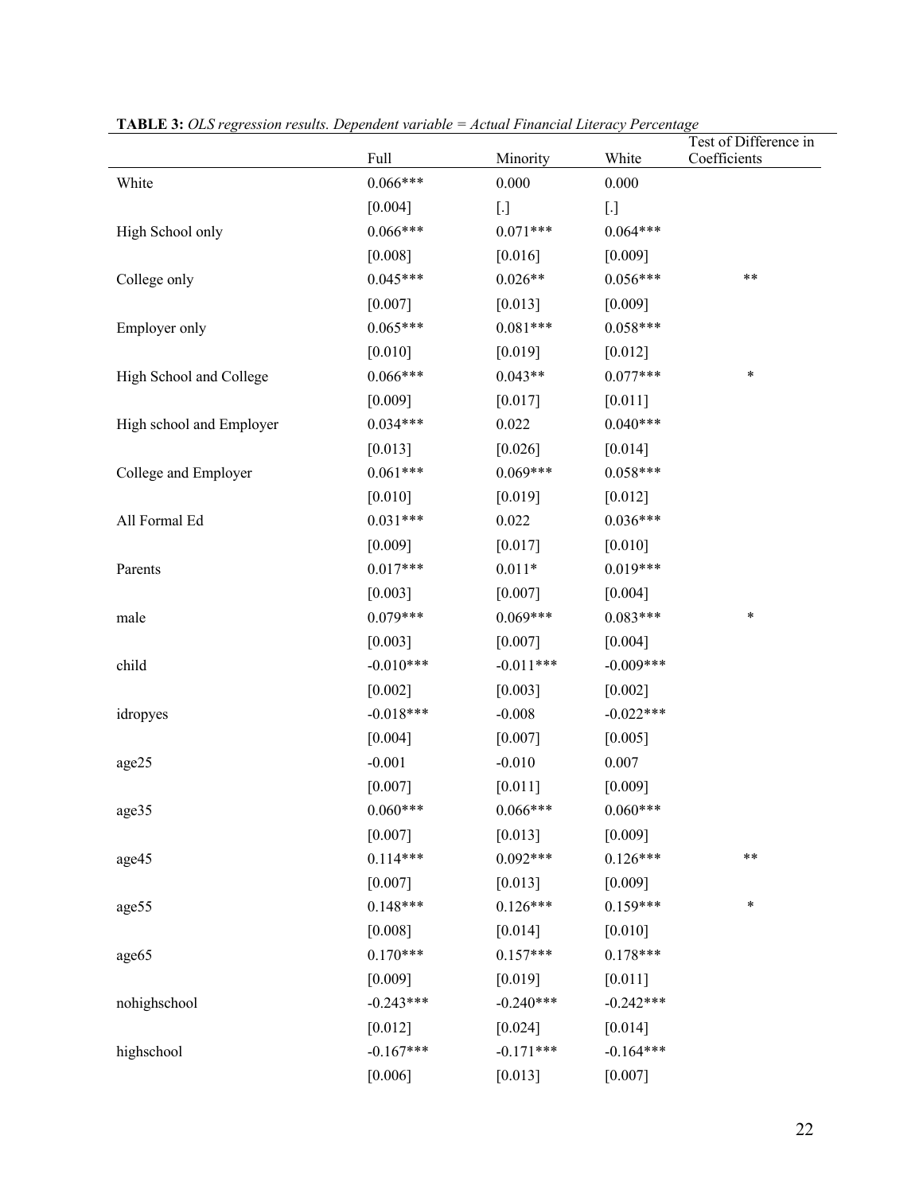**TABLE 3:** *OLS regression results. Dependent variable = Actual Financial Literacy Percentage*

| | Full | Minority | White | Test of Difference in Coefficients |
|---|---|---|---|---|
| White | 0.066*** | 0.000 | 0.000 | |
| | [0.004] | [.] | [.] | |
| High School only | 0.066*** | 0.071*** | 0.064*** | |
| | [0.008] | [0.016] | [0.009] | |
| College only | 0.045*** | 0.026** | 0.056*** | ** |
| | [0.007] | [0.013] | [0.009] | |
| Employer only | 0.065*** | 0.081*** | 0.058*** | |
| | [0.010] | [0.019] | [0.012] | |
| High School and College | 0.066*** | 0.043** | 0.077*** | * |
| | [0.009] | [0.017] | [0.011] | |
| High school and Employer | 0.034*** | 0.022 | 0.040*** | |
| | [0.013] | [0.026] | [0.014] | |
| College and Employer | 0.061*** | 0.069*** | 0.058*** | |
| | [0.010] | [0.019] | [0.012] | |
| All Formal Ed | 0.031*** | 0.022 | 0.036*** | |
| | [0.009] | [0.017] | [0.010] | |
| Parents | 0.017*** | 0.011* | 0.019*** | |
| | [0.003] | [0.007] | [0.004] | |
| male | 0.079*** | 0.069*** | 0.083*** | * |
| | [0.003] | [0.007] | [0.004] | |
| child | -0.010*** | -0.011*** | -0.009*** | |
| | [0.002] | [0.003] | [0.002] | |
| idropyes | -0.018*** | -0.008 | -0.022*** | |
| | [0.004] | [0.007] | [0.005] | |
| age25 | -0.001 | -0.010 | 0.007 | |
| | [0.007] | [0.011] | [0.009] | |
| age35 | 0.060*** | 0.066*** | 0.060*** | |
| | [0.007] | [0.013] | [0.009] | |
| age45 | 0.114*** | 0.092*** | 0.126*** | ** |
| | [0.007] | [0.013] | [0.009] | |
| age55 | 0.148*** | 0.126*** | 0.159*** | * |
| | [0.008] | [0.014] | [0.010] | |
| age65 | 0.170*** | 0.157*** | 0.178*** | |
| | [0.009] | [0.019] | [0.011] | |
| nohighschool | -0.243*** | -0.240*** | -0.242*** | |
| | [0.012] | [0.024] | [0.014] | |
| highschool | -0.167*** | -0.171*** | -0.164*** | |
| | [0.006] | [0.013] | [0.007] | |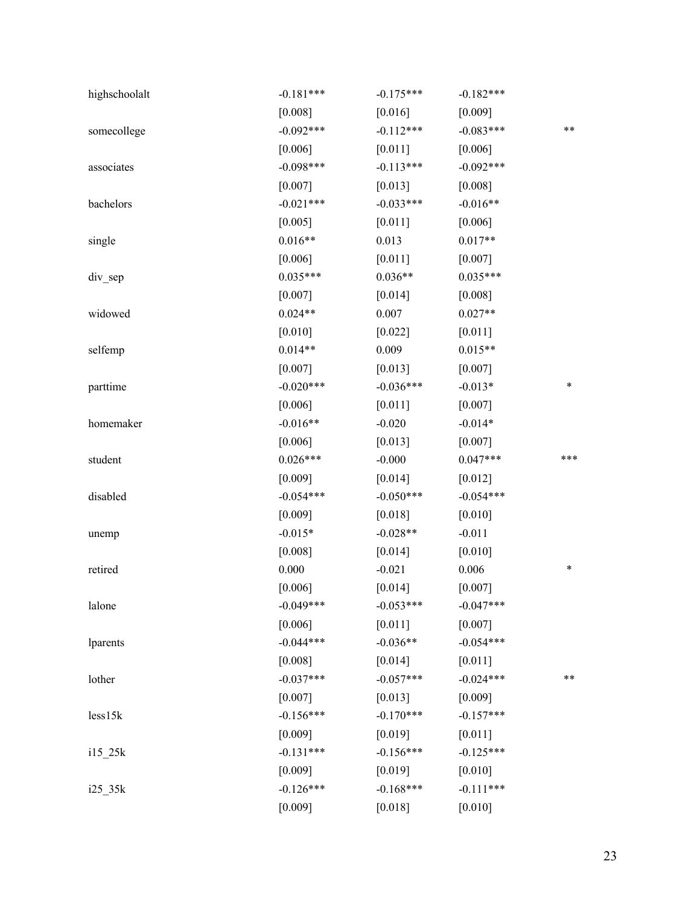| | | | | |
|---|---|---|---|---|
| highschoolalt | -0.181*** | -0.175*** | -0.182*** | |
| | [0.008] | [0.016] | [0.009] | |
| somecollege | -0.092*** | -0.112*** | -0.083*** | ** |
| | [0.006] | [0.011] | [0.006] | |
| associates | -0.098*** | -0.113*** | -0.092*** | |
| | [0.007] | [0.013] | [0.008] | |
| bachelors | -0.021*** | -0.033*** | -0.016** | |
| | [0.005] | [0.011] | [0.006] | |
| single | 0.016** | 0.013 | 0.017** | |
| | [0.006] | [0.011] | [0.007] | |
| div_sep | 0.035*** | 0.036** | 0.035*** | |
| | [0.007] | [0.014] | [0.008] | |
| widowed | 0.024** | 0.007 | 0.027** | |
| | [0.010] | [0.022] | [0.011] | |
| selfemp | 0.014** | 0.009 | 0.015** | |
| | [0.007] | [0.013] | [0.007] | |
| parttime | -0.020*** | -0.036*** | -0.013* | * |
| | [0.006] | [0.011] | [0.007] | |
| homemaker | -0.016** | -0.020 | -0.014* | |
| | [0.006] | [0.013] | [0.007] | |
| student | 0.026*** | -0.000 | 0.047*** | *** |
| | [0.009] | [0.014] | [0.012] | |
| disabled | -0.054*** | -0.050*** | -0.054*** | |
| | [0.009] | [0.018] | [0.010] | |
| unemp | -0.015* | -0.028** | -0.011 | |
| | [0.008] | [0.014] | [0.010] | |
| retired | 0.000 | -0.021 | 0.006 | * |
| | [0.006] | [0.014] | [0.007] | |
| lalone | -0.049*** | -0.053*** | -0.047*** | |
| | [0.006] | [0.011] | [0.007] | |
| lparents | -0.044*** | -0.036** | -0.054*** | |
| | [0.008] | [0.014] | [0.011] | |
| lother | -0.037*** | -0.057*** | -0.024*** | ** |
| | [0.007] | [0.013] | [0.009] | |
| less15k | -0.156*** | -0.170*** | -0.157*** | |
| | [0.009] | [0.019] | [0.011] | |
| i15_25k | -0.131*** | -0.156*** | -0.125*** | |
| | [0.009] | [0.019] | [0.010] | |
| i25_35k | -0.126*** | -0.168*** | -0.111*** | |
| | [0.009] | [0.018] | [0.010] | |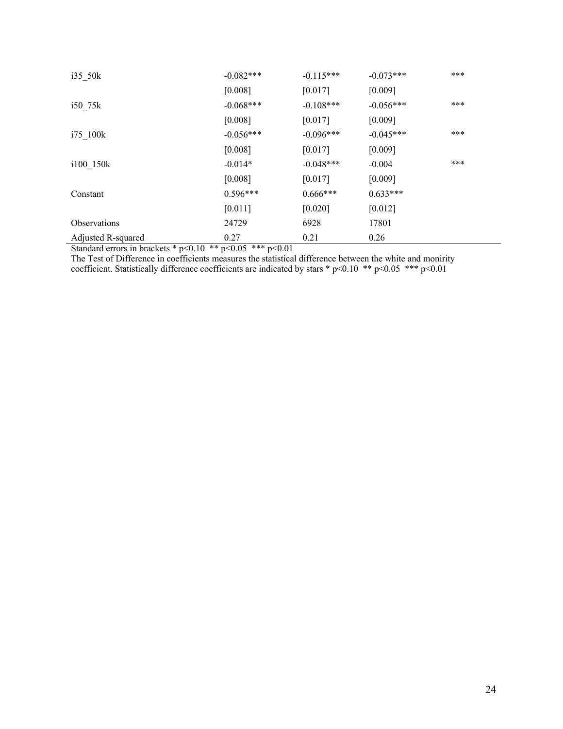| | | | | |
|---|---|---|---|---|
| i35_50k | -0.082*** | -0.115*** | -0.073*** | *** |
| | [0.008] | [0.017] | [0.009] | |
| i50_75k | -0.068*** | -0.108*** | -0.056*** | *** |
| | [0.008] | [0.017] | [0.009] | |
| i75_100k | -0.056*** | -0.096*** | -0.045*** | *** |
| | [0.008] | [0.017] | [0.009] | |
| i100_150k | -0.014* | -0.048*** | -0.004 | *** |
| | [0.008] | [0.017] | [0.009] | |
| Constant | 0.596*** | 0.666*** | 0.633*** | |
| | [0.011] | [0.020] | [0.012] | |
| Observations | 24729 | 6928 | 17801 | |
| Adjusted R-squared | 0.27 | 0.21 | 0.26 | |

Standard errors in brackets * p<0.10 ** p<0.05 *** p<0.01

The Test of Difference in coefficients measures the statistical difference between the white and monirity coefficient. Statistically difference coefficients are indicated by stars * p<0.10 ** p<0.05 *** p<0.01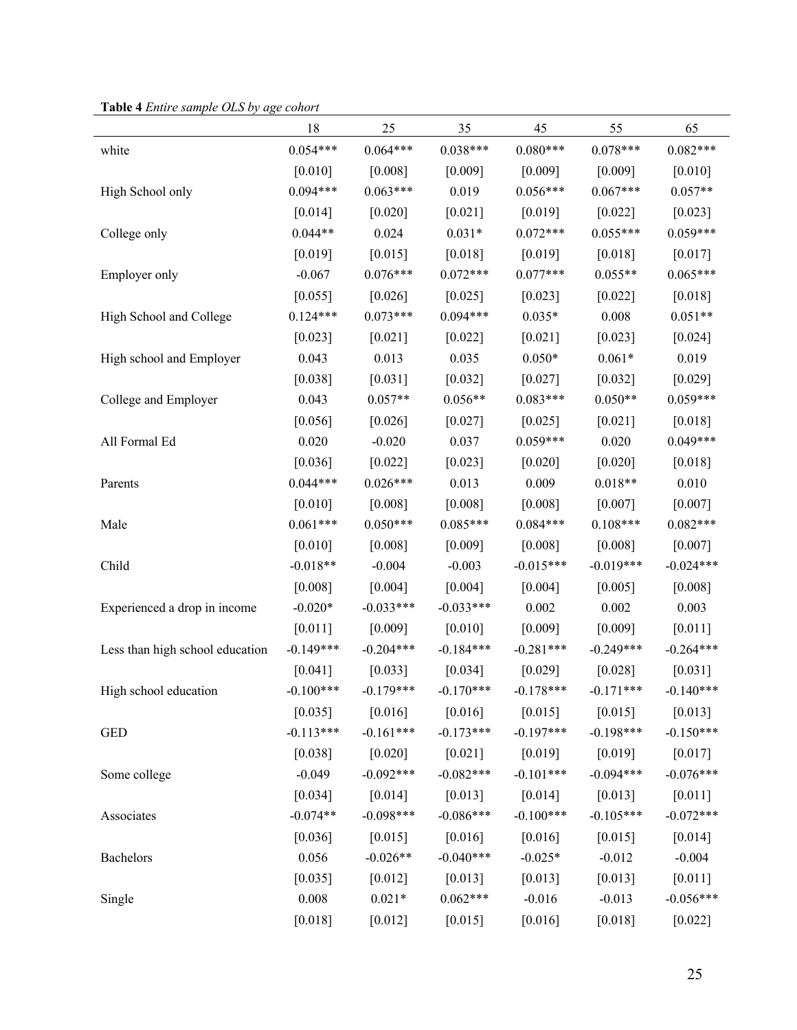**Table 4** *Entire sample OLS by age cohort*

| | 18 | 25 | 35 | 45 | 55 | 65 |
|---|---|---|---|---|---|---|
| white | 0.054*** | 0.064*** | 0.038*** | 0.080*** | 0.078*** | 0.082*** |
| | [0.010] | [0.008] | [0.009] | [0.009] | [0.009] | [0.010] |
| High School only | 0.094*** | 0.063*** | 0.019 | 0.056*** | 0.067*** | 0.057** |
| | [0.014] | [0.020] | [0.021] | [0.019] | [0.022] | [0.023] |
| College only | 0.044** | 0.024 | 0.031* | 0.072*** | 0.055*** | 0.059*** |
| | [0.019] | [0.015] | [0.018] | [0.019] | [0.018] | [0.017] |
| Employer only | -0.067 | 0.076*** | 0.072*** | 0.077*** | 0.055** | 0.065*** |
| | [0.055] | [0.026] | [0.025] | [0.023] | [0.022] | [0.018] |
| High School and College | 0.124*** | 0.073*** | 0.094*** | 0.035* | 0.008 | 0.051** |
| | [0.023] | [0.021] | [0.022] | [0.021] | [0.023] | [0.024] |
| High school and Employer | 0.043 | 0.013 | 0.035 | 0.050* | 0.061* | 0.019 |
| | [0.038] | [0.031] | [0.032] | [0.027] | [0.032] | [0.029] |
| College and Employer | 0.043 | 0.057** | 0.056** | 0.083*** | 0.050** | 0.059*** |
| | [0.056] | [0.026] | [0.027] | [0.025] | [0.021] | [0.018] |
| All Formal Ed | 0.020 | -0.020 | 0.037 | 0.059*** | 0.020 | 0.049*** |
| | [0.036] | [0.022] | [0.023] | [0.020] | [0.020] | [0.018] |
| Parents | 0.044*** | 0.026*** | 0.013 | 0.009 | 0.018** | 0.010 |
| | [0.010] | [0.008] | [0.008] | [0.008] | [0.007] | [0.007] |
| Male | 0.061*** | 0.050*** | 0.085*** | 0.084*** | 0.108*** | 0.082*** |
| | [0.010] | [0.008] | [0.009] | [0.008] | [0.008] | [0.007] |
| Child | -0.018** | -0.004 | -0.003 | -0.015*** | -0.019*** | -0.024*** |
| | [0.008] | [0.004] | [0.004] | [0.004] | [0.005] | [0.008] |
| Experienced a drop in income | -0.020* | -0.033*** | -0.033*** | 0.002 | 0.002 | 0.003 |
| | [0.011] | [0.009] | [0.010] | [0.009] | [0.009] | [0.011] |
| Less than high school education | -0.149*** | -0.204*** | -0.184*** | -0.281*** | -0.249*** | -0.264*** |
| | [0.041] | [0.033] | [0.034] | [0.029] | [0.028] | [0.031] |
| High school education | -0.100*** | -0.179*** | -0.170*** | -0.178*** | -0.171*** | -0.140*** |
| | [0.035] | [0.016] | [0.016] | [0.015] | [0.015] | [0.013] |
| GED | -0.113*** | -0.161*** | -0.173*** | -0.197*** | -0.198*** | -0.150*** |
| | [0.038] | [0.020] | [0.021] | [0.019] | [0.019] | [0.017] |
| Some college | -0.049 | -0.092*** | -0.082*** | -0.101*** | -0.094*** | -0.076*** |
| | [0.034] | [0.014] | [0.013] | [0.014] | [0.013] | [0.011] |
| Associates | -0.074** | -0.098*** | -0.086*** | -0.100*** | -0.105*** | -0.072*** |
| | [0.036] | [0.015] | [0.016] | [0.016] | [0.015] | [0.014] |
| Bachelors | 0.056 | -0.026** | -0.040*** | -0.025* | -0.012 | -0.004 |
| | [0.035] | [0.012] | [0.013] | [0.013] | [0.013] | [0.011] |
| Single | 0.008 | 0.021* | 0.062*** | -0.016 | -0.013 | -0.056*** |
| | [0.018] | [0.012] | [0.015] | [0.016] | [0.018] | [0.022] |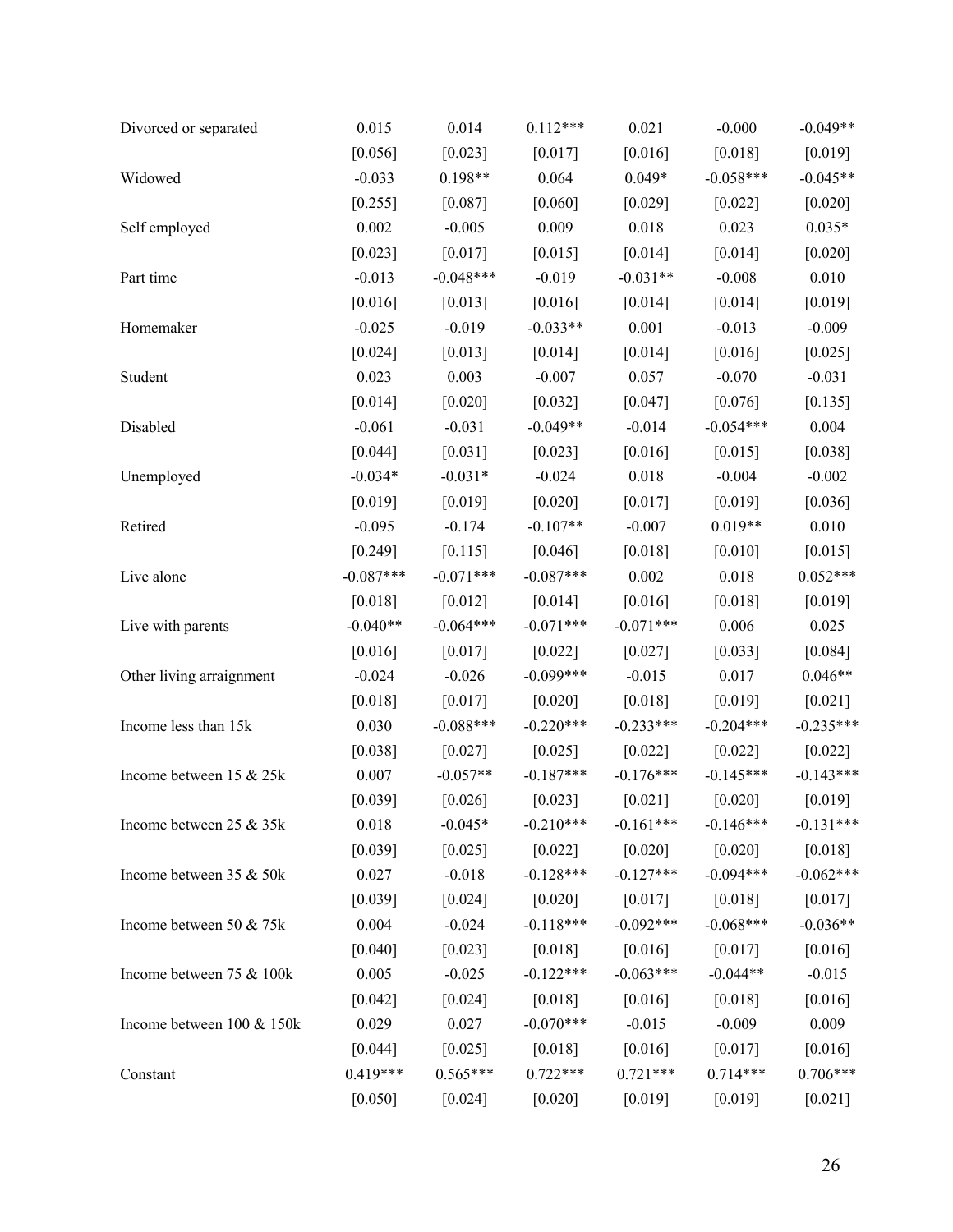| | | | | | | |
|---|---|---|---|---|---|---|
| Divorced or separated | 0.015 | 0.014 | 0.112*** | 0.021 | -0.000 | -0.049** |
| | [0.056] | [0.023] | [0.017] | [0.016] | [0.018] | [0.019] |
| Widowed | -0.033 | 0.198** | 0.064 | 0.049* | -0.058*** | -0.045** |
| | [0.255] | [0.087] | [0.060] | [0.029] | [0.022] | [0.020] |
| Self employed | 0.002 | -0.005 | 0.009 | 0.018 | 0.023 | 0.035* |
| | [0.023] | [0.017] | [0.015] | [0.014] | [0.014] | [0.020] |
| Part time | -0.013 | -0.048*** | -0.019 | -0.031** | -0.008 | 0.010 |
| | [0.016] | [0.013] | [0.016] | [0.014] | [0.014] | [0.019] |
| Homemaker | -0.025 | -0.019 | -0.033** | 0.001 | -0.013 | -0.009 |
| | [0.024] | [0.013] | [0.014] | [0.014] | [0.016] | [0.025] |
| Student | 0.023 | 0.003 | -0.007 | 0.057 | -0.070 | -0.031 |
| | [0.014] | [0.020] | [0.032] | [0.047] | [0.076] | [0.135] |
| Disabled | -0.061 | -0.031 | -0.049** | -0.014 | -0.054*** | 0.004 |
| | [0.044] | [0.031] | [0.023] | [0.016] | [0.015] | [0.038] |
| Unemployed | -0.034* | -0.031* | -0.024 | 0.018 | -0.004 | -0.002 |
| | [0.019] | [0.019] | [0.020] | [0.017] | [0.019] | [0.036] |
| Retired | -0.095 | -0.174 | -0.107** | -0.007 | 0.019** | 0.010 |
| | [0.249] | [0.115] | [0.046] | [0.018] | [0.010] | [0.015] |
| Live alone | -0.087*** | -0.071*** | -0.087*** | 0.002 | 0.018 | 0.052*** |
| | [0.018] | [0.012] | [0.014] | [0.016] | [0.018] | [0.019] |
| Live with parents | -0.040** | -0.064*** | -0.071*** | -0.071*** | 0.006 | 0.025 |
| | [0.016] | [0.017] | [0.022] | [0.027] | [0.033] | [0.084] |
| Other living arraignment | -0.024 | -0.026 | -0.099*** | -0.015 | 0.017 | 0.046** |
| | [0.018] | [0.017] | [0.020] | [0.018] | [0.019] | [0.021] |
| Income less than 15k | 0.030 | -0.088*** | -0.220*** | -0.233*** | -0.204*** | -0.235*** |
| | [0.038] | [0.027] | [0.025] | [0.022] | [0.022] | [0.022] |
| Income between 15 & 25k | 0.007 | -0.057** | -0.187*** | -0.176*** | -0.145*** | -0.143*** |
| | [0.039] | [0.026] | [0.023] | [0.021] | [0.020] | [0.019] |
| Income between 25 & 35k | 0.018 | -0.045* | -0.210*** | -0.161*** | -0.146*** | -0.131*** |
| | [0.039] | [0.025] | [0.022] | [0.020] | [0.020] | [0.018] |
| Income between 35 & 50k | 0.027 | -0.018 | -0.128*** | -0.127*** | -0.094*** | -0.062*** |
| | [0.039] | [0.024] | [0.020] | [0.017] | [0.018] | [0.017] |
| Income between 50 & 75k | 0.004 | -0.024 | -0.118*** | -0.092*** | -0.068*** | -0.036** |
| | [0.040] | [0.023] | [0.018] | [0.016] | [0.017] | [0.016] |
| Income between 75 & 100k | 0.005 | -0.025 | -0.122*** | -0.063*** | -0.044** | -0.015 |
| | [0.042] | [0.024] | [0.018] | [0.016] | [0.018] | [0.016] |
| Income between 100 & 150k | 0.029 | 0.027 | -0.070*** | -0.015 | -0.009 | 0.009 |
| | [0.044] | [0.025] | [0.018] | [0.016] | [0.017] | [0.016] |
| Constant | 0.419*** | 0.565*** | 0.722*** | 0.721*** | 0.714*** | 0.706*** |
| | [0.050] | [0.024] | [0.020] | [0.019] | [0.019] | [0.021] |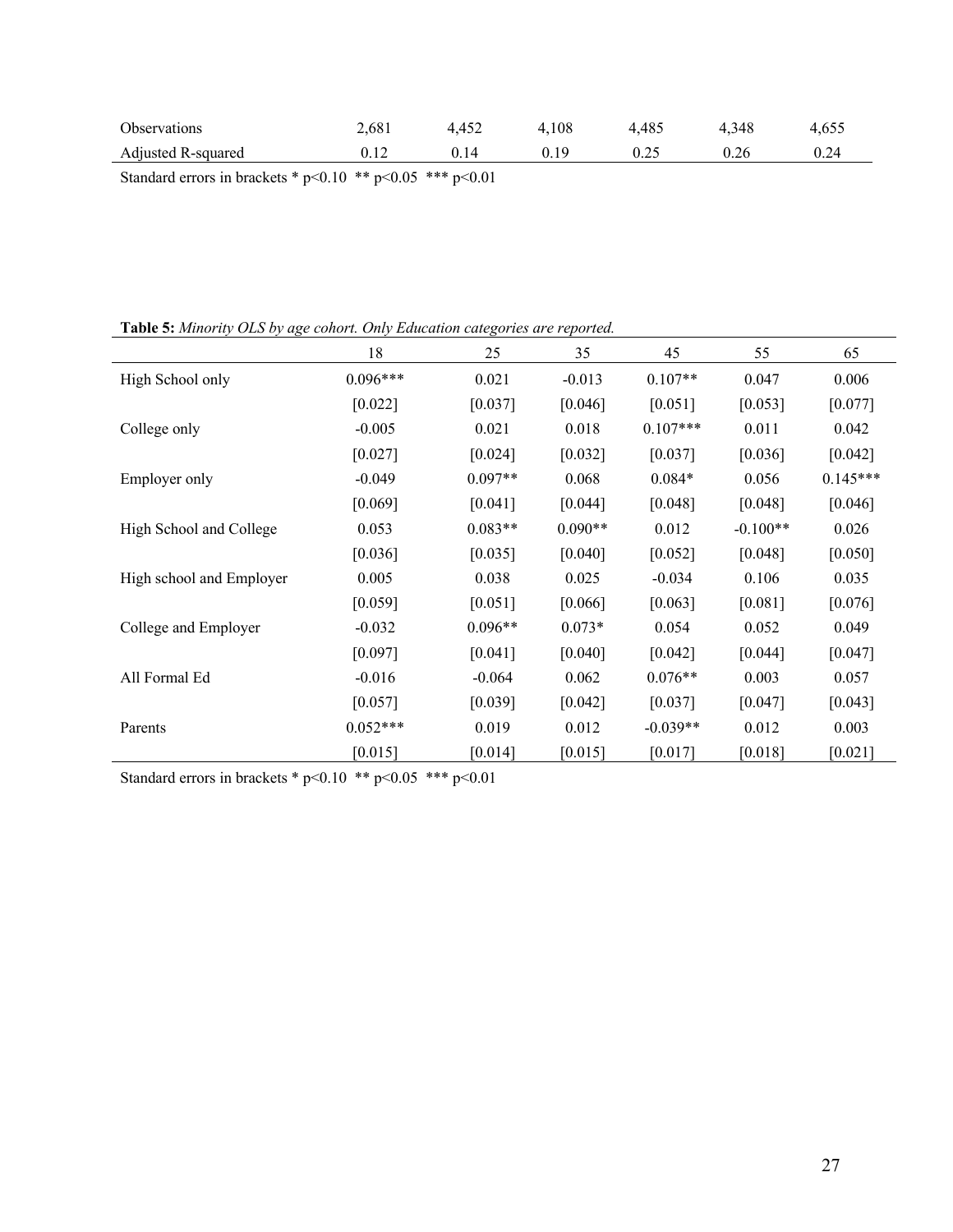| | | | | | | |
|---|---|---|---|---|---|---|
| Observations | 2,681 | 4,452 | 4,108 | 4,485 | 4,348 | 4,655 |
| Adjusted R-squared | 0.12 | 0.14 | 0.19 | 0.25 | 0.26 | 0.24 |

Standard errors in brackets * p<0.10 ** p<0.05 *** p<0.01

**Table 5:** *Minority OLS by age cohort. Only Education categories are reported.*

| | 18 | 25 | 35 | 45 | 55 | 65 |
|---|---|---|---|---|---|---|
| High School only | 0.096*** | 0.021 | -0.013 | 0.107** | 0.047 | 0.006 |
| | [0.022] | [0.037] | [0.046] | [0.051] | [0.053] | [0.077] |
| College only | -0.005 | 0.021 | 0.018 | 0.107*** | 0.011 | 0.042 |
| | [0.027] | [0.024] | [0.032] | [0.037] | [0.036] | [0.042] |
| Employer only | -0.049 | 0.097** | 0.068 | 0.084* | 0.056 | 0.145*** |
| | [0.069] | [0.041] | [0.044] | [0.048] | [0.048] | [0.046] |
| High School and College | 0.053 | 0.083** | 0.090** | 0.012 | -0.100** | 0.026 |
| | [0.036] | [0.035] | [0.040] | [0.052] | [0.048] | [0.050] |
| High school and Employer | 0.005 | 0.038 | 0.025 | -0.034 | 0.106 | 0.035 |
| | [0.059] | [0.051] | [0.066] | [0.063] | [0.081] | [0.076] |
| College and Employer | -0.032 | 0.096** | 0.073* | 0.054 | 0.052 | 0.049 |
| | [0.097] | [0.041] | [0.040] | [0.042] | [0.044] | [0.047] |
| All Formal Ed | -0.016 | -0.064 | 0.062 | 0.076** | 0.003 | 0.057 |
| | [0.057] | [0.039] | [0.042] | [0.037] | [0.047] | [0.043] |
| Parents | 0.052*** | 0.019 | 0.012 | -0.039** | 0.012 | 0.003 |
| | [0.015] | [0.014] | [0.015] | [0.017] | [0.018] | [0.021] |

Standard errors in brackets * p<0.10 ** p<0.05 *** p<0.01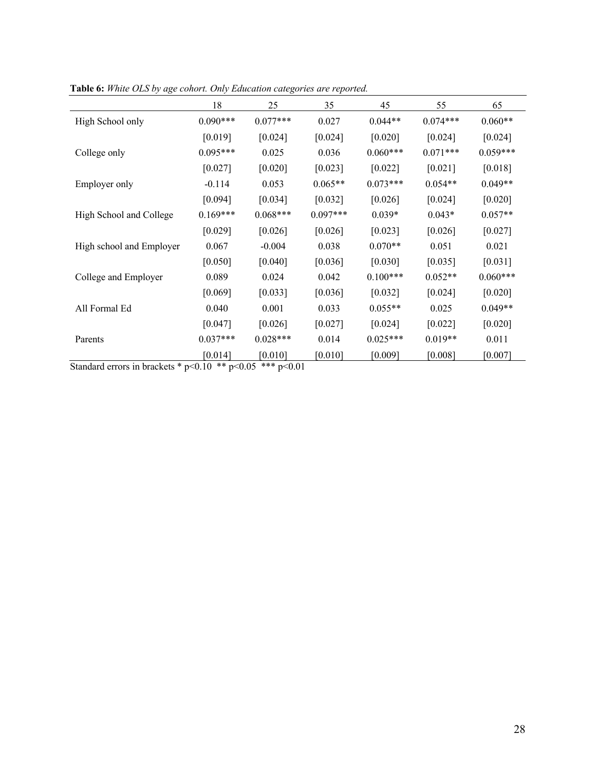**Table 6:** *White OLS by age cohort. Only Education categories are reported.*

| | 18 | 25 | 35 | 45 | 55 | 65 |
|---|---|---|---|---|---|---|
| High School only | 0.090*** | 0.077*** | 0.027 | 0.044** | 0.074*** | 0.060** |
| | [0.019] | [0.024] | [0.024] | [0.020] | [0.024] | [0.024] |
| College only | 0.095*** | 0.025 | 0.036 | 0.060*** | 0.071*** | 0.059*** |
| | [0.027] | [0.020] | [0.023] | [0.022] | [0.021] | [0.018] |
| Employer only | -0.114 | 0.053 | 0.065** | 0.073*** | 0.054** | 0.049** |
| | [0.094] | [0.034] | [0.032] | [0.026] | [0.024] | [0.020] |
| High School and College | 0.169*** | 0.068*** | 0.097*** | 0.039* | 0.043* | 0.057** |
| | [0.029] | [0.026] | [0.026] | [0.023] | [0.026] | [0.027] |
| High school and Employer | 0.067 | -0.004 | 0.038 | 0.070** | 0.051 | 0.021 |
| | [0.050] | [0.040] | [0.036] | [0.030] | [0.035] | [0.031] |
| College and Employer | 0.089 | 0.024 | 0.042 | 0.100*** | 0.052** | 0.060*** |
| | [0.069] | [0.033] | [0.036] | [0.032] | [0.024] | [0.020] |
| All Formal Ed | 0.040 | 0.001 | 0.033 | 0.055** | 0.025 | 0.049** |
| | [0.047] | [0.026] | [0.027] | [0.024] | [0.022] | [0.020] |
| Parents | 0.037*** | 0.028*** | 0.014 | 0.025*** | 0.019** | 0.011 |
| | [0.014] | [0.010] | [0.010] | [0.009] | [0.008] | [0.007] |

Standard errors in brackets * $p<0.10$ ** $p<0.05$ *** $p<0.01$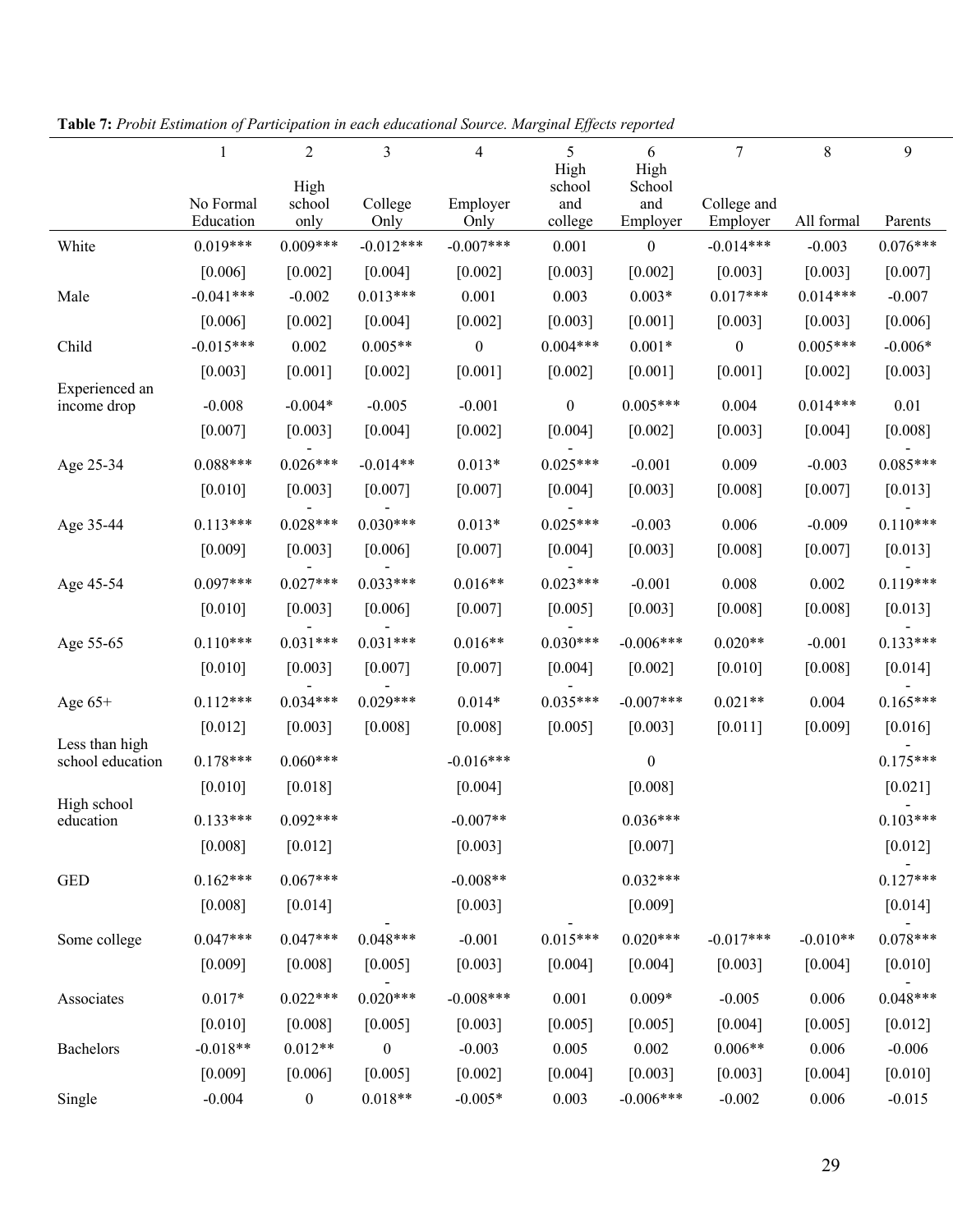**Table 7:** *Probit Estimation of Participation in each educational Source. Marginal Effects reported*

| | 1 | 2 | 3 | 4 | 5 | 6 | 7 | 8 | 9 |
|---|---|---|---|---|---|---|---|---|---|
| | No Formal Education | High school only | College Only | Employer Only | High school and college | High School and Employer | College and Employer | All formal | Parents |
| White | 0.019*** | 0.009*** | -0.012*** | -0.007*** | 0.001 | 0 | -0.014*** | -0.003 | 0.076*** |
| | [0.006] | [0.002] | [0.004] | [0.002] | [0.003] | [0.002] | [0.003] | [0.003] | [0.007] |
| Male | -0.041*** | -0.002 | 0.013*** | 0.001 | 0.003 | 0.003* | 0.017*** | 0.014*** | -0.007 |
| | [0.006] | [0.002] | [0.004] | [0.002] | [0.003] | [0.001] | [0.003] | [0.003] | [0.006] |
| Child | -0.015*** | 0.002 | 0.005** | 0 | 0.004*** | 0.001* | 0 | 0.005*** | -0.006* |
| | [0.003] | [0.001] | [0.002] | [0.001] | [0.002] | [0.001] | [0.001] | [0.002] | [0.003] |
| Experienced an income drop | -0.008 | -0.004* | -0.005 | -0.001 | 0 | 0.005*** | 0.004 | 0.014*** | 0.01 |
| | [0.007] | [0.003] | [0.004] | [0.002] | [0.004] | [0.002] | [0.003] | [0.004] | [0.008] |
| Age 25-34 | 0.088*** | -0.026*** | -0.014** | 0.013* | -0.025*** | -0.001 | 0.009 | -0.003 | -0.085*** |
| | [0.010] | [0.003] | [0.007] | [0.007] | [0.004] | [0.003] | [0.008] | [0.007] | [0.013] |
| Age 35-44 | 0.113*** | -0.028*** | -0.030*** | 0.013* | -0.025*** | -0.003 | 0.006 | -0.009 | -0.110*** |
| | [0.009] | [0.003] | [0.006] | [0.007] | [0.004] | [0.003] | [0.008] | [0.007] | [0.013] |
| Age 45-54 | 0.097*** | -0.027*** | -0.033*** | 0.016** | -0.023*** | -0.001 | 0.008 | 0.002 | -0.119*** |
| | [0.010] | [0.003] | [0.006] | [0.007] | [0.005] | [0.003] | [0.008] | [0.008] | [0.013] |
| Age 55-65 | 0.110*** | -0.031*** | -0.031*** | 0.016** | -0.030*** | -0.006*** | 0.020** | -0.001 | -0.133*** |
| | [0.010] | [0.003] | [0.007] | [0.007] | [0.004] | [0.002] | [0.010] | [0.008] | [0.014] |
| Age 65+ | 0.112*** | -0.034*** | -0.029*** | 0.014* | -0.035*** | -0.007*** | 0.021** | 0.004 | -0.165*** |
| | [0.012] | [0.003] | [0.008] | [0.008] | [0.005] | [0.003] | [0.011] | [0.009] | [0.016] |
| Less than high school education | 0.178*** | 0.060*** | | -0.016*** | | 0 | | | -0.175*** |
| | [0.010] | [0.018] | | [0.004] | | [0.008] | | | [0.021] |
| High school education | 0.133*** | 0.092*** | | -0.007** | | 0.036*** | | | -0.103*** |
| | [0.008] | [0.012] | | [0.003] | | [0.007] | | | [0.012] |
| GED | 0.162*** | 0.067*** | | -0.008** | | 0.032*** | | | -0.127*** |
| | [0.008] | [0.014] | | [0.003] | | [0.009] | | | [0.014] |
| Some college | 0.047*** | 0.047*** | -0.048*** | -0.001 | -0.015*** | 0.020*** | -0.017*** | -0.010** | -0.078*** |
| | [0.009] | [0.008] | [0.005] | [0.003] | [0.004] | [0.004] | [0.003] | [0.004] | [0.010] |
| Associates | 0.017* | 0.022*** | -0.020*** | -0.008*** | 0.001 | 0.009* | -0.005 | 0.006 | -0.048*** |
| | [0.010] | [0.008] | [0.005] | [0.003] | [0.005] | [0.005] | [0.004] | [0.005] | [0.012] |
| Bachelors | -0.018** | 0.012** | 0 | -0.003 | 0.005 | 0.002 | 0.006** | 0.006 | -0.006 |
| | [0.009] | [0.006] | [0.005] | [0.002] | [0.004] | [0.003] | [0.003] | [0.004] | [0.010] |
| Single | -0.004 | 0 | 0.018** | -0.005* | 0.003 | -0.006*** | -0.002 | 0.006 | -0.015 |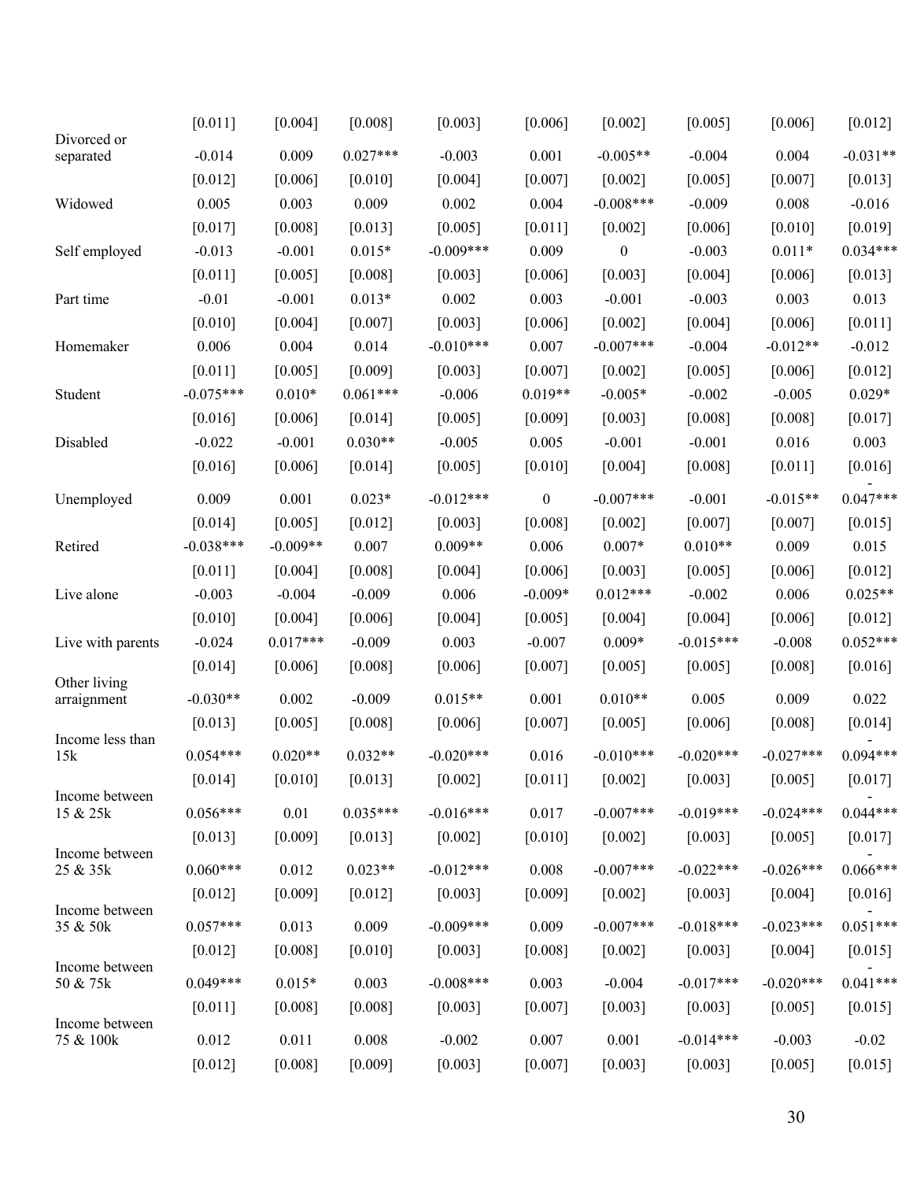| | | | | | | | | | |
|---|---|---|---|---|---|---|---|---|---|
| | [0.011] | [0.004] | [0.008] | [0.003] | [0.006] | [0.002] | [0.005] | [0.006] | [0.012] |
| Divorced or separated | -0.014 | 0.009 | 0.027*** | -0.003 | 0.001 | -0.005** | -0.004 | 0.004 | -0.031** |
| | [0.012] | [0.006] | [0.010] | [0.004] | [0.007] | [0.002] | [0.005] | [0.007] | [0.013] |
| Widowed | 0.005 | 0.003 | 0.009 | 0.002 | 0.004 | -0.008*** | -0.009 | 0.008 | -0.016 |
| | [0.017] | [0.008] | [0.013] | [0.005] | [0.011] | [0.002] | [0.006] | [0.010] | [0.019] |
| Self employed | -0.013 | -0.001 | 0.015* | -0.009*** | 0.009 | 0 | -0.003 | 0.011* | 0.034*** |
| | [0.011] | [0.005] | [0.008] | [0.003] | [0.006] | [0.003] | [0.004] | [0.006] | [0.013] |
| Part time | -0.01 | -0.001 | 0.013* | 0.002 | 0.003 | -0.001 | -0.003 | 0.003 | 0.013 |
| | [0.010] | [0.004] | [0.007] | [0.003] | [0.006] | [0.002] | [0.004] | [0.006] | [0.011] |
| Homemaker | 0.006 | 0.004 | 0.014 | -0.010*** | 0.007 | -0.007*** | -0.004 | -0.012** | -0.012 |
| | [0.011] | [0.005] | [0.009] | [0.003] | [0.007] | [0.002] | [0.005] | [0.006] | [0.012] |
| Student | -0.075*** | 0.010* | 0.061*** | -0.006 | 0.019** | -0.005* | -0.002 | -0.005 | 0.029* |
| | [0.016] | [0.006] | [0.014] | [0.005] | [0.009] | [0.003] | [0.008] | [0.008] | [0.017] |
| Disabled | -0.022 | -0.001 | 0.030** | -0.005 | 0.005 | -0.001 | -0.001 | 0.016 | 0.003 |
| | [0.016] | [0.006] | [0.014] | [0.005] | [0.010] | [0.004] | [0.008] | [0.011] | [0.016] |
| Unemployed | 0.009 | 0.001 | 0.023* | -0.012*** | 0 | -0.007*** | -0.001 | -0.015** | -0.047*** |
| | [0.014] | [0.005] | [0.012] | [0.003] | [0.008] | [0.002] | [0.007] | [0.007] | [0.015] |
| Retired | -0.038*** | -0.009** | 0.007 | 0.009** | 0.006 | 0.007* | 0.010** | 0.009 | 0.015 |
| | [0.011] | [0.004] | [0.008] | [0.004] | [0.006] | [0.003] | [0.005] | [0.006] | [0.012] |
| Live alone | -0.003 | -0.004 | -0.009 | 0.006 | -0.009* | 0.012*** | -0.002 | 0.006 | 0.025** |
| | [0.010] | [0.004] | [0.006] | [0.004] | [0.005] | [0.004] | [0.004] | [0.006] | [0.012] |
| Live with parents | -0.024 | 0.017*** | -0.009 | 0.003 | -0.007 | 0.009* | -0.015*** | -0.008 | 0.052*** |
| | [0.014] | [0.006] | [0.008] | [0.006] | [0.007] | [0.005] | [0.005] | [0.008] | [0.016] |
| Other living arraignment | -0.030** | 0.002 | -0.009 | 0.015** | 0.001 | 0.010** | 0.005 | 0.009 | 0.022 |
| | [0.013] | [0.005] | [0.008] | [0.006] | [0.007] | [0.005] | [0.006] | [0.008] | [0.014] |
| Income less than 15k | 0.054*** | 0.020** | 0.032** | -0.020*** | 0.016 | -0.010*** | -0.020*** | -0.027*** | -0.094*** |
| | [0.014] | [0.010] | [0.013] | [0.002] | [0.011] | [0.002] | [0.003] | [0.005] | [0.017] |
| Income between 15 & 25k | 0.056*** | 0.01 | 0.035*** | -0.016*** | 0.017 | -0.007*** | -0.019*** | -0.024*** | -0.044*** |
| | [0.013] | [0.009] | [0.013] | [0.002] | [0.010] | [0.002] | [0.003] | [0.005] | [0.017] |
| Income between 25 & 35k | 0.060*** | 0.012 | 0.023** | -0.012*** | 0.008 | -0.007*** | -0.022*** | -0.026*** | -0.066*** |
| | [0.012] | [0.009] | [0.012] | [0.003] | [0.009] | [0.002] | [0.003] | [0.004] | [0.016] |
| Income between 35 & 50k | 0.057*** | 0.013 | 0.009 | -0.009*** | 0.009 | -0.007*** | -0.018*** | -0.023*** | -0.051*** |
| | [0.012] | [0.008] | [0.010] | [0.003] | [0.008] | [0.002] | [0.003] | [0.004] | [0.015] |
| Income between 50 & 75k | 0.049*** | 0.015* | 0.003 | -0.008*** | 0.003 | -0.004 | -0.017*** | -0.020*** | -0.041*** |
| | [0.011] | [0.008] | [0.008] | [0.003] | [0.007] | [0.003] | [0.003] | [0.005] | [0.015] |
| Income between 75 & 100k | 0.012 | 0.011 | 0.008 | -0.002 | 0.007 | 0.001 | -0.014*** | -0.003 | -0.02 |
| | [0.012] | [0.008] | [0.009] | [0.003] | [0.007] | [0.003] | [0.003] | [0.005] | [0.015] |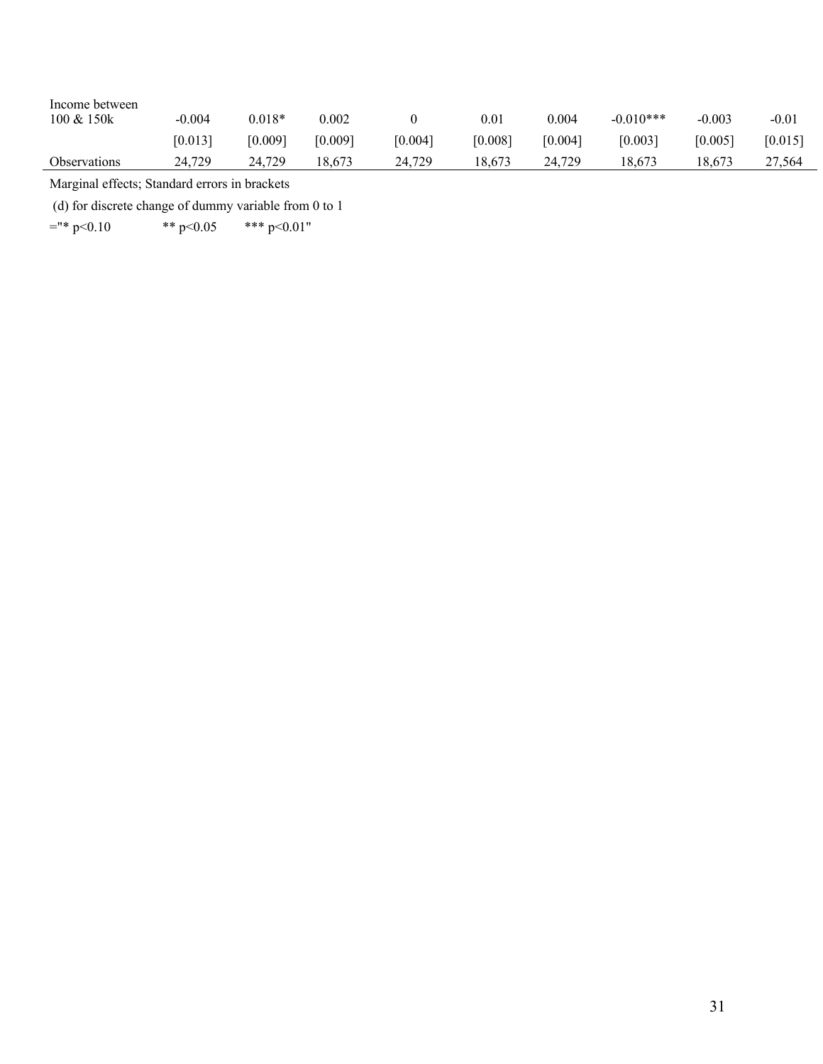| | | | | | | | | | |
|---|---|---|---|---|---|---|---|---|---|
| Income between 100 & 150k | -0.004 | 0.018* | 0.002 | 0 | 0.01 | 0.004 | -0.010*** | -0.003 | -0.01 |
| | [0.013] | [0.009] | [0.009] | [0.004] | [0.008] | [0.004] | [0.003] | [0.005] | [0.015] |
| Observations | 24,729 | 24,729 | 18,673 | 24,729 | 18,673 | 24,729 | 18,673 | 18,673 | 27,564 |

Marginal effects; Standard errors in brackets

(d) for discrete change of dummy variable from 0 to 1

="* p<0.10 ** p<0.05 *** p<0.01"